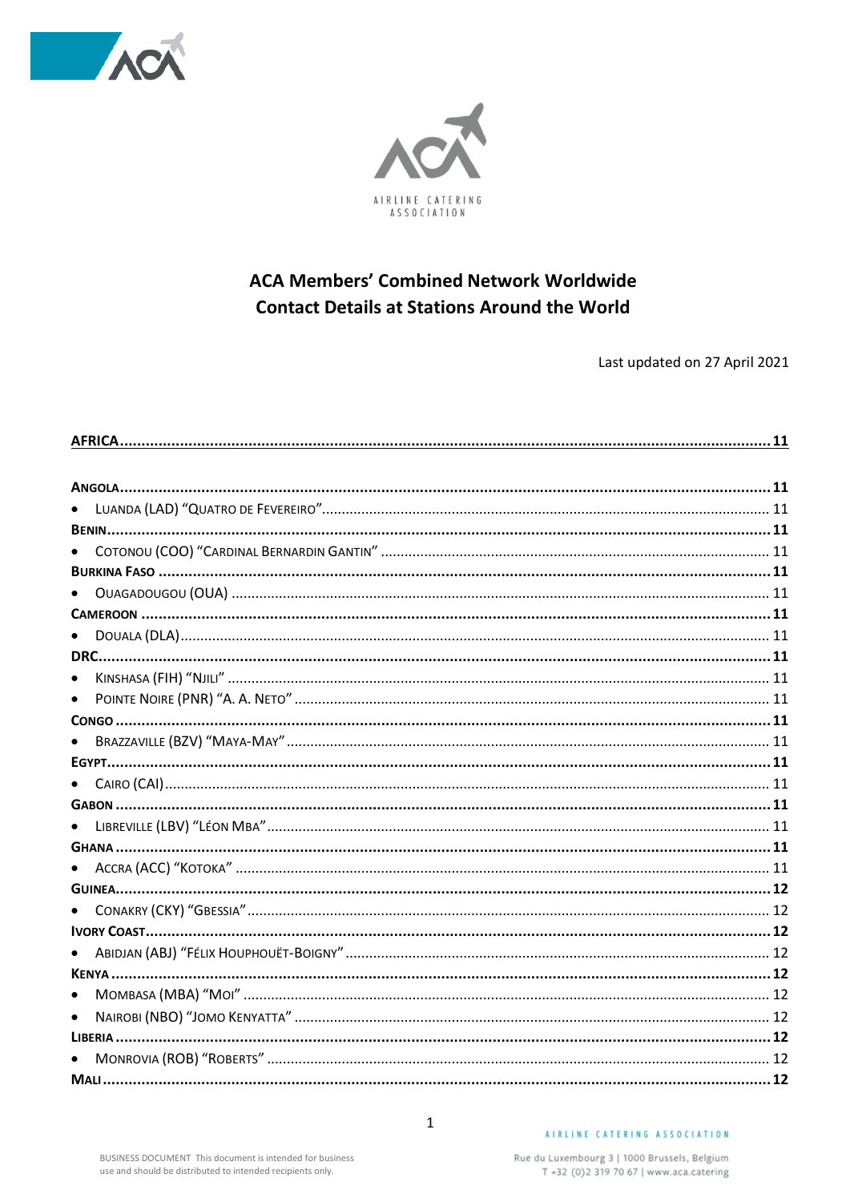AIRLINE CATERING ASSOCIATION

# ACA Members' Combined Network Worldwide
# Contact Details at Stations Around the World

Last updated on 27 April 2021

**AFRICA** ..... 11

**ANGOLA** ..... 11
- LUANDA (LAD) "QUATRO DE FEVEREIRO" ..... 11

**BENIN** ..... 11
- COTONOU (COO) "CARDINAL BERNARDIN GANTIN" ..... 11

**BURKINA FASO** ..... 11
- OUAGADOUGOU (OUA) ..... 11

**CAMEROON** ..... 11
- DOUALA (DLA) ..... 11

**DRC** ..... 11
- KINSHASA (FIH) "NJILI" ..... 11
- POINTE NOIRE (PNR) "A. A. NETO" ..... 11

**CONGO** ..... 11
- BRAZZAVILLE (BZV) "MAYA-MAY" ..... 11

**EGYPT** ..... 11
- CAIRO (CAI) ..... 11

**GABON** ..... 11
- LIBREVILLE (LBV) "LÉON MBA" ..... 11

**GHANA** ..... 11
- ACCRA (ACC) "KOTOKA" ..... 11

**GUINEA** ..... 12
- CONAKRY (CKY) "GBESSIA" ..... 12

**IVORY COAST** ..... 12
- ABIDJAN (ABJ) "FÉLIX HOUPHOUËT-BOIGNY" ..... 12

**KENYA** ..... 12
- MOMBASA (MBA) "MOI" ..... 12
- NAIROBI (NBO) "JOMO KENYATTA" ..... 12

**LIBERIA** ..... 12
- MONROVIA (ROB) "ROBERTS" ..... 12

**MALI** ..... 12

BUSINESS DOCUMENT This document is intended for business use and should be distributed to intended recipients only.

AIRLINE CATERING ASSOCIATION
Rue du Luxembourg 3 | 1000 Brussels, Belgium
T +32 (0)2 319 70 67 | www.aca.catering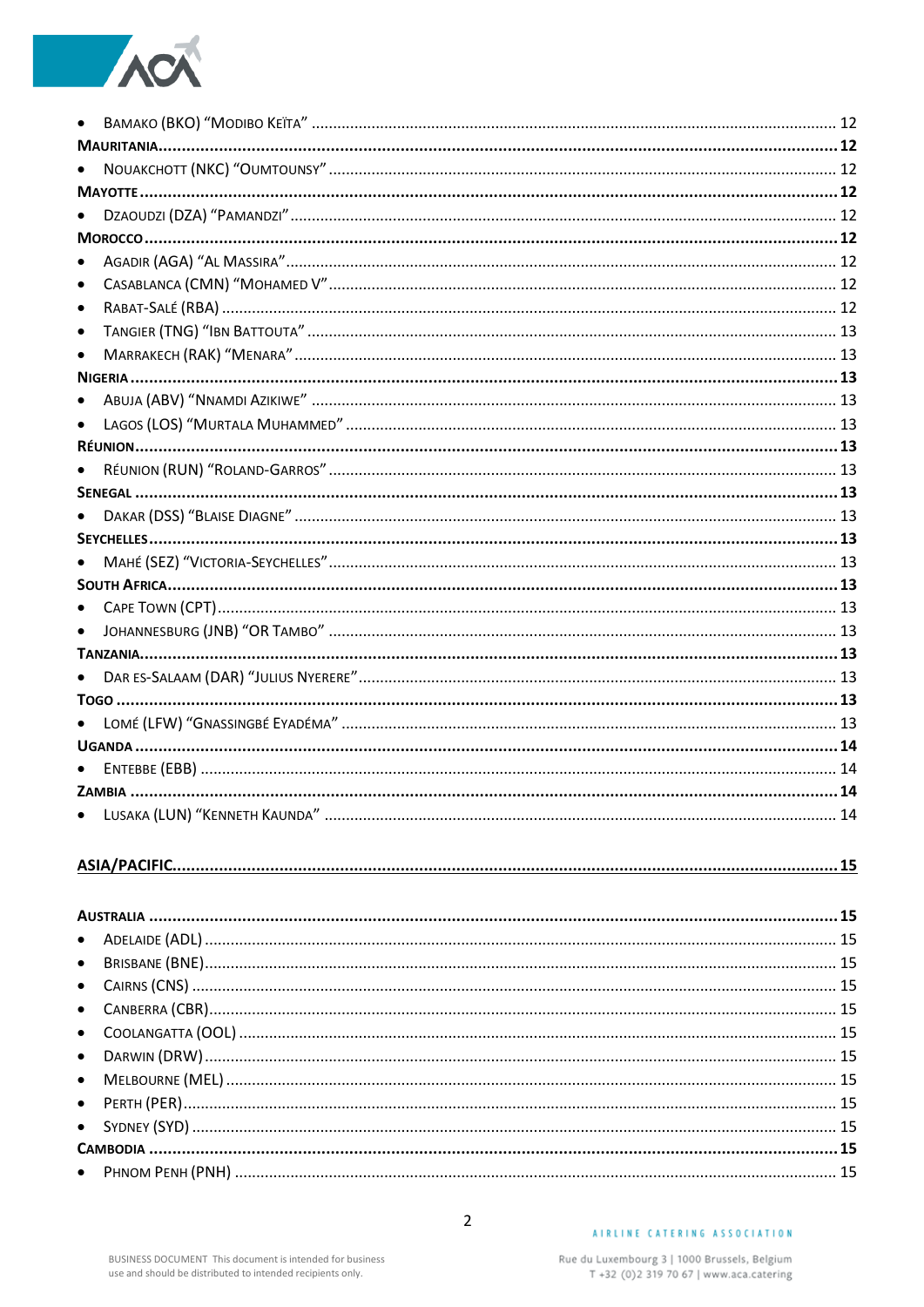- Bamako (BKO) "Modibo Keïta" ........ 12

**Mauritania** ........ 12

- Nouakchott (NKC) "Oumtounsy" ........ 12

**Mayotte** ........ 12

- Dzaoudzi (DZA) "Pamandzi" ........ 12

**Morocco** ........ 12

- Agadir (AGA) "Al Massira" ........ 12
- Casablanca (CMN) "Mohamed V" ........ 12
- Rabat-Salé (RBA) ........ 12
- Tangier (TNG) "Ibn Battouta" ........ 13
- Marrakech (RAK) "Menara" ........ 13

**Nigeria** ........ 13

- Abuja (ABV) "Nnamdi Azikiwe" ........ 13
- Lagos (LOS) "Murtala Muhammed" ........ 13

**Réunion** ........ 13

- Réunion (RUN) "Roland-Garros" ........ 13

**Senegal** ........ 13

- Dakar (DSS) "Blaise Diagne" ........ 13

**Seychelles** ........ 13

- Mahé (SEZ) "Victoria-Seychelles" ........ 13

**South Africa** ........ 13

- Cape Town (CPT) ........ 13
- Johannesburg (JNB) "OR Tambo" ........ 13

**Tanzania** ........ 13

- Dar es-Salaam (DAR) "Julius Nyerere" ........ 13

**Togo** ........ 13

- Lomé (LFW) "Gnassingbé Eyadéma" ........ 13

**Uganda** ........ 14

- Entebbe (EBB) ........ 14

**Zambia** ........ 14

- Lusaka (LUN) "Kenneth Kaunda" ........ 14

**Asia/Pacific** ........ 15

**Australia** ........ 15

- Adelaide (ADL) ........ 15
- Brisbane (BNE) ........ 15
- Cairns (CNS) ........ 15
- Canberra (CBR) ........ 15
- Coolangatta (OOL) ........ 15
- Darwin (DRW) ........ 15
- Melbourne (MEL) ........ 15
- Perth (PER) ........ 15
- Sydney (SYD) ........ 15

**Cambodia** ........ 15

- Phnom Penh (PNH) ........ 15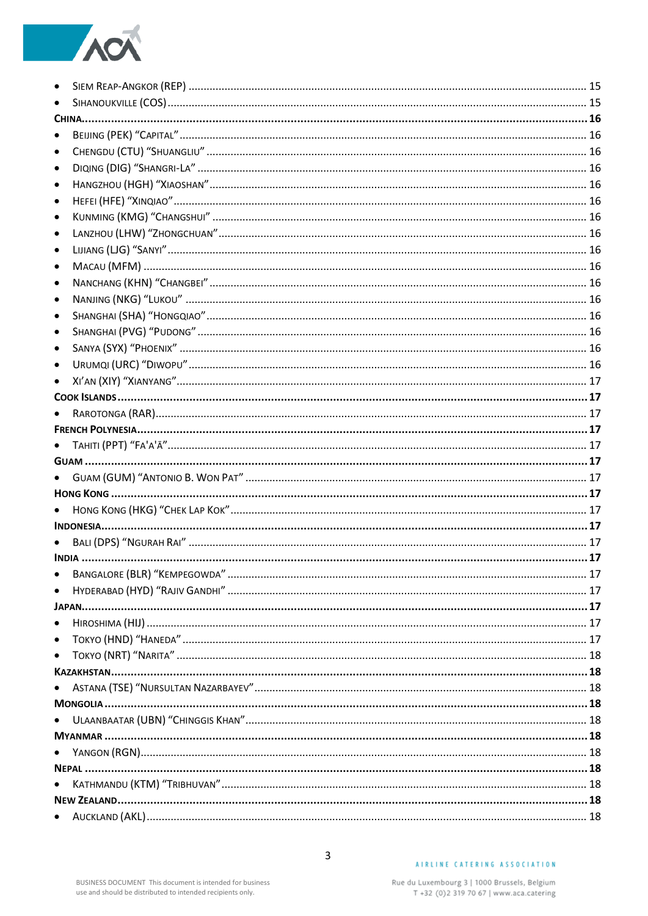- SIEM REAP-ANGKOR (REP) ................................................................................................. 15
- SIHANOUKVILLE (COS) ...................................................................................................... 15

**CHINA** ................................................................................................................................ **16**

- BEIJING (PEK) "CAPITAL" .................................................................................................. 16
- CHENGDU (CTU) "SHUANGLIU" ........................................................................................ 16
- DIQING (DIG) "SHANGRI-LA" ............................................................................................ 16
- HANGZHOU (HGH) "XIAOSHAN" ...................................................................................... 16
- HEFEI (HFE) "XINQIAO" .................................................................................................... 16
- KUNMING (KMG) "CHANGSHUI" ...................................................................................... 16
- LANZHOU (LHW) "ZHONGCHUAN" .................................................................................. 16
- LIJIANG (LJG) "SANYI" ...................................................................................................... 16
- MACAU (MFM) ................................................................................................................. 16
- NANCHANG (KHN) "CHANGBEI" ...................................................................................... 16
- NANJING (NKG) "LUKOU" ................................................................................................ 16
- SHANGHAI (SHA) "HONGQIAO" ....................................................................................... 16
- SHANGHAI (PVG) "PUDONG" ........................................................................................... 16
- SANYA (SYX) "PHOENIX" .................................................................................................. 16
- URUMQI (URC) "DIWOPU" ............................................................................................... 16
- XI'AN (XIY) "XIANYANG" .................................................................................................. 17

**COOK ISLANDS** .................................................................................................................... **17**

- RAROTONGA (RAR) ............................................................................................................ 17

**FRENCH POLYNESIA** ............................................................................................................. **17**

- TAHITI (PPT) "FA'A'Ā" ....................................................................................................... 17

**GUAM** ................................................................................................................................... **17**

- GUAM (GUM) "ANTONIO B. WON PAT" ............................................................................ 17

**HONG KONG** ......................................................................................................................... **17**

- HONG KONG (HKG) "CHEK LAP KOK" .............................................................................. 17

**INDONESIA** ............................................................................................................................ **17**

- BALI (DPS) "NGURAH RAI" ................................................................................................ 17

**INDIA** .................................................................................................................................... **17**

- BANGALORE (BLR) "KEMPEGOWDA" ................................................................................ 17
- HYDERABAD (HYD) "RAJIV GANDHI" ................................................................................ 17

**JAPAN** ................................................................................................................................... **17**

- HIROSHIMA (HIJ) ............................................................................................................... 17
- TOKYO (HND) "HANEDA" .................................................................................................. 17
- TOKYO (NRT) "NARITA" .................................................................................................... 18

**KAZAKHSTAN** ........................................................................................................................ **18**

- ASTANA (TSE) "NURSULTAN NAZARBAYEV" ...................................................................... 18

**MONGOLIA** ............................................................................................................................ **18**

- ULAANBAATAR (UBN) "CHINGGIS KHAN" ......................................................................... 18

**MYANMAR** ............................................................................................................................. **18**

- YANGON (RGN) ................................................................................................................. 18

**NEPAL** ................................................................................................................................... **18**

- KATHMANDU (KTM) "TRIBHUVAN" ................................................................................... 18

**NEW ZEALAND** ...................................................................................................................... **18**

- AUCKLAND (AKL) ............................................................................................................... 18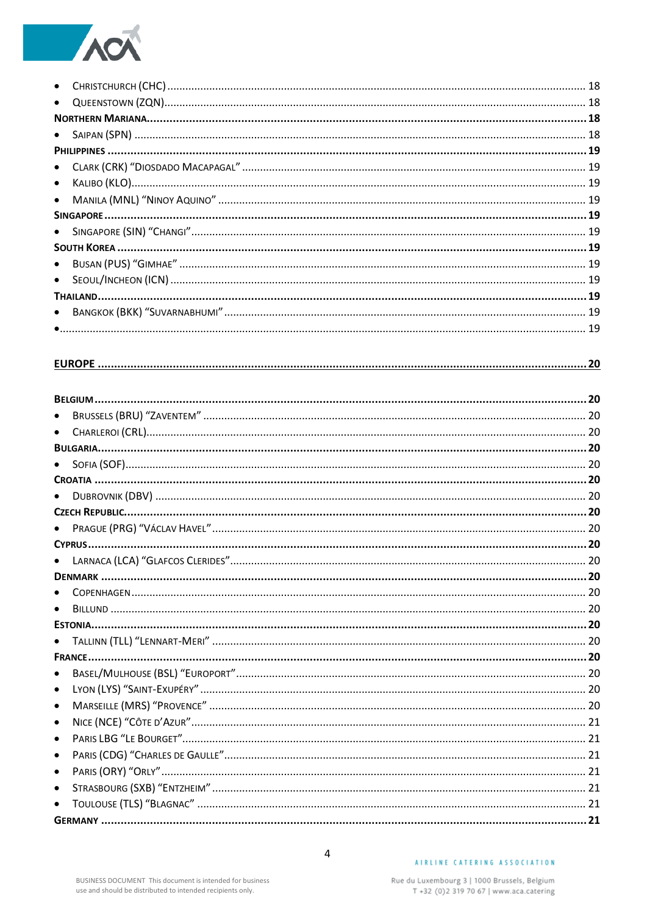- Christchurch (CHC) ... 18
- Queenstown (ZQN) ... 18

**Northern Mariana ... 18**

- Saipan (SPN) ... 18

**Philippines ... 19**

- Clark (CRK) "Diosdado Macapagal" ... 19
- Kalibo (KLO) ... 19
- Manila (MNL) "Ninoy Aquino" ... 19

**Singapore ... 19**

- Singapore (SIN) "Changi" ... 19

**South Korea ... 19**

- Busan (PUS) "Gimhae" ... 19
- Seoul/Incheon (ICN) ... 19

**Thailand ... 19**

- Bangkok (BKK) "Suvarnabhumi" ... 19
- ... 19

**EUROPE ... 20**

**Belgium ... 20**

- Brussels (BRU) "Zaventem" ... 20
- Charleroi (CRL) ... 20

**Bulgaria ... 20**

- Sofia (SOF) ... 20

**Croatia ... 20**

- Dubrovnik (DBV) ... 20

**Czech Republic ... 20**

- Prague (PRG) "Václav Havel" ... 20

**Cyprus ... 20**

- Larnaca (LCA) "Glafcos Clerides" ... 20

**Denmark ... 20**

- Copenhagen ... 20
- Billund ... 20

**Estonia ... 20**

- Tallinn (TLL) "Lennart-Meri" ... 20

**France ... 20**

- Basel/Mulhouse (BSL) "Europort" ... 20
- Lyon (LYS) "Saint-Exupéry" ... 20
- Marseille (MRS) "Provence" ... 20
- Nice (NCE) "Côte d'Azur" ... 21
- Paris LBG "Le Bourget" ... 21
- Paris (CDG) "Charles de Gaulle" ... 21
- Paris (ORY) "Orly" ... 21
- Strasbourg (SXB) "Entzheim" ... 21
- Toulouse (TLS) "Blagnac" ... 21

**Germany ... 21**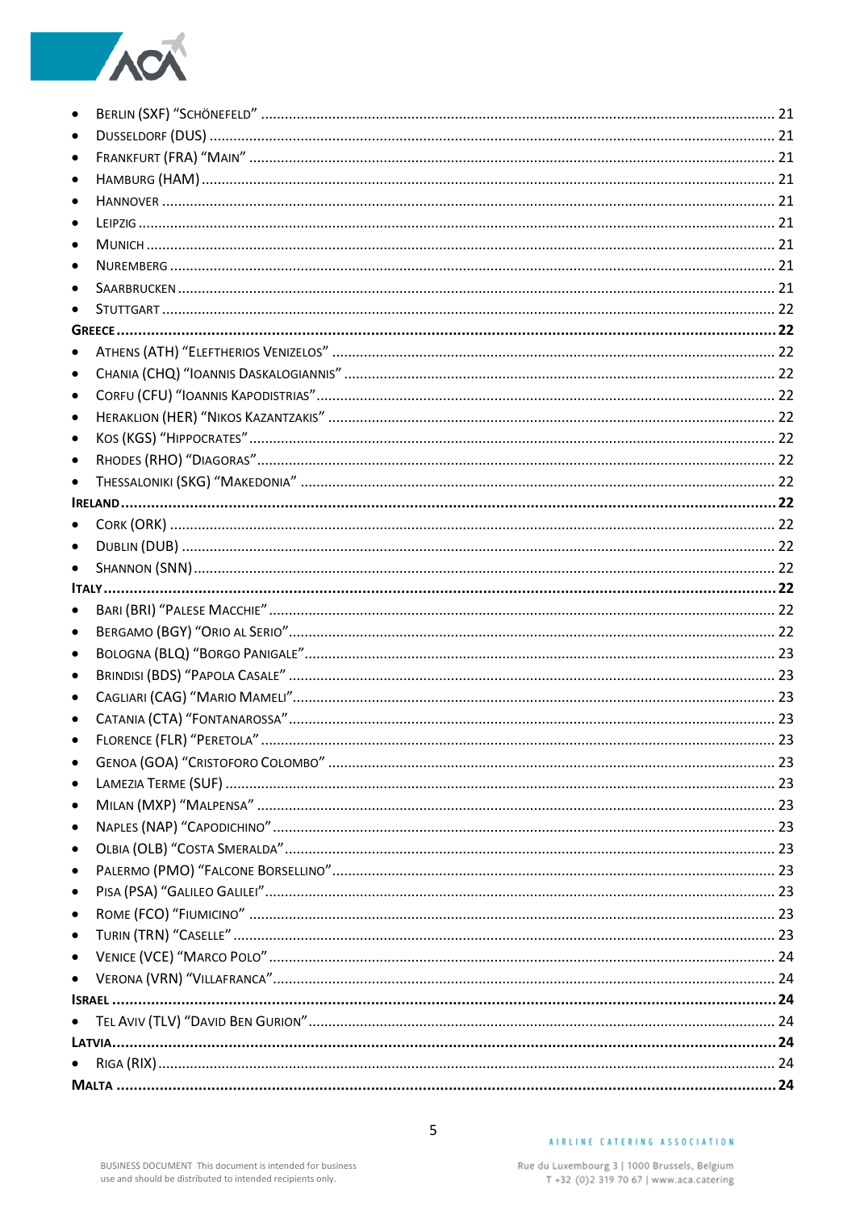- Berlin (SXF) “Schönefeld” ........ 21
- Dusseldorf (DUS) ........ 21
- Frankfurt (FRA) “Main” ........ 21
- Hamburg (HAM) ........ 21
- Hannover ........ 21
- Leipzig ........ 21
- Munich ........ 21
- Nuremberg ........ 21
- Saarbrucken ........ 21
- Stuttgart ........ 22

**Greece ........ 22**

- Athens (ATH) “Eleftherios Venizelos” ........ 22
- Chania (CHQ) “Ioannis Daskalogiannis” ........ 22
- Corfu (CFU) “Ioannis Kapodistrias” ........ 22
- Heraklion (HER) “Nikos Kazantzakis” ........ 22
- Kos (KGS) “Hippocrates” ........ 22
- Rhodes (RHO) “Diagoras” ........ 22
- Thessaloniki (SKG) “Makedonia” ........ 22

**Ireland ........ 22**

- Cork (ORK) ........ 22
- Dublin (DUB) ........ 22
- Shannon (SNN) ........ 22

**Italy ........ 22**

- Bari (BRI) “Palese Macchie” ........ 22
- Bergamo (BGY) “Orio al Serio” ........ 22
- Bologna (BLQ) “Borgo Panigale” ........ 23
- Brindisi (BDS) “Papola Casale” ........ 23
- Cagliari (CAG) “Mario Mameli” ........ 23
- Catania (CTA) “Fontanarossa” ........ 23
- Florence (FLR) “Peretola” ........ 23
- Genoa (GOA) “Cristoforo Colombo” ........ 23
- Lamezia Terme (SUF) ........ 23
- Milan (MXP) “Malpensa” ........ 23
- Naples (NAP) “Capodichino” ........ 23
- Olbia (OLB) “Costa Smeralda” ........ 23
- Palermo (PMO) “Falcone Borsellino” ........ 23
- Pisa (PSA) “Galileo Galilei” ........ 23
- Rome (FCO) “Fiumicino” ........ 23
- Turin (TRN) “Caselle” ........ 23
- Venice (VCE) “Marco Polo” ........ 24
- Verona (VRN) “Villafranca” ........ 24

**Israel ........ 24**

- Tel Aviv (TLV) “David Ben Gurion” ........ 24

**Latvia ........ 24**

- Riga (RIX) ........ 24

**Malta ........ 24**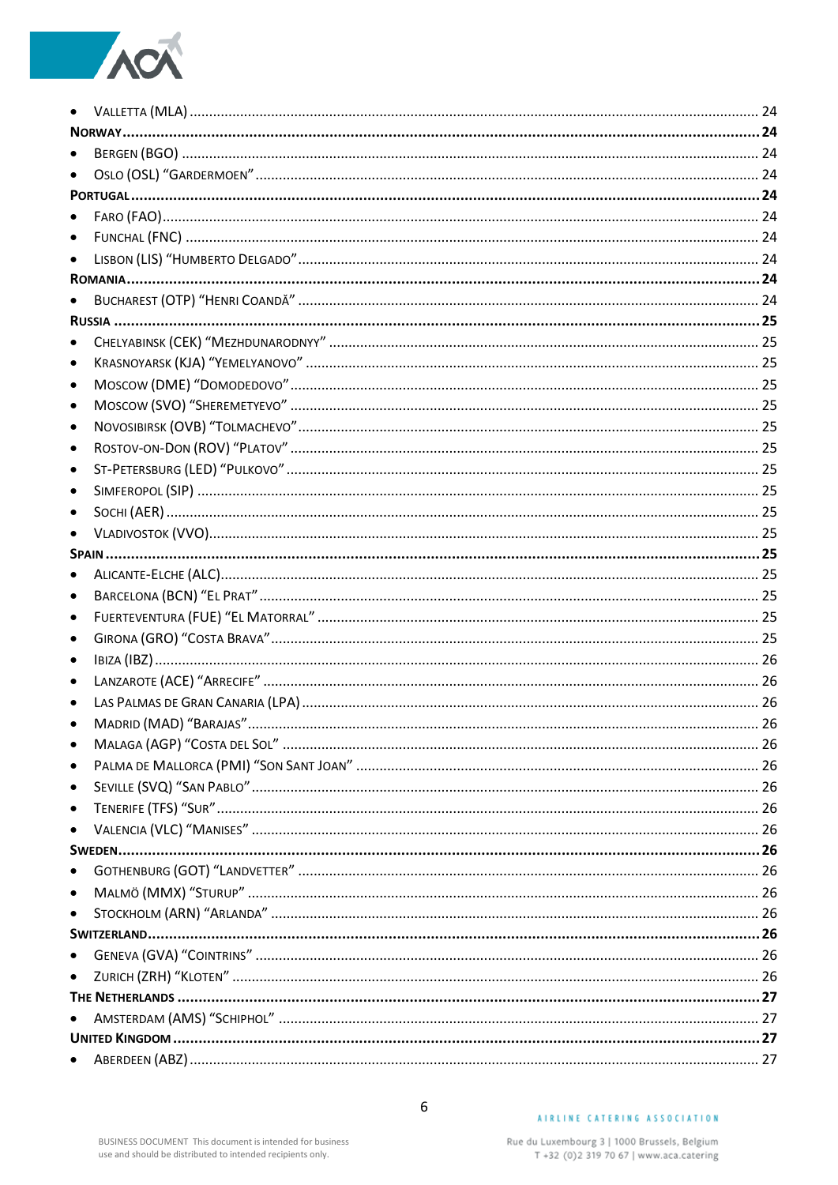- Valletta (MLA) ........................................................................................................ 24

**Norway** ........................................................................................................................ **24**

- Bergen (BGO) ........................................................................................................ 24
- Oslo (OSL) “Gardermoen” ..................................................................................... 24

**Portugal** ........................................................................................................................ **24**

- Faro (FAO) ............................................................................................................. 24
- Funchal (FNC) ....................................................................................................... 24
- Lisbon (LIS) “Humberto Delgado” ......................................................................... 24

**Romania** ........................................................................................................................ **24**

- Bucharest (OTP) “Henri Coandă” .......................................................................... 24

**Russia** ........................................................................................................................... **25**

- Chelyabinsk (CEK) “Mezhdunarodnyy” ................................................................. 25
- Krasnoyarsk (KJA) “Yemelyanovo” ....................................................................... 25
- Moscow (DME) “Domodedovo” ............................................................................. 25
- Moscow (SVO) “Sheremetyevo” ............................................................................ 25
- Novosibirsk (OVB) “Tolmachevo” .......................................................................... 25
- Rostov-on-Don (ROV) “Platov” .............................................................................. 25
- St-Petersburg (LED) “Pulkovo” .............................................................................. 25
- Simferopol (SIP) .................................................................................................... 25
- Sochi (AER) ........................................................................................................... 25
- Vladivostok (VVO) .................................................................................................. 25

**Spain** ............................................................................................................................. **25**

- Alicante-Elche (ALC) ............................................................................................. 25
- Barcelona (BCN) “El Prat” ..................................................................................... 25
- Fuerteventura (FUE) “El Matorral” ........................................................................ 25
- Girona (GRO) “Costa Brava” ................................................................................. 25
- Ibiza (IBZ) ............................................................................................................... 26
- Lanzarote (ACE) “Arrecife” .................................................................................... 26
- Las Palmas de Gran Canaria (LPA) ....................................................................... 26
- Madrid (MAD) “Barajas” ......................................................................................... 26
- Malaga (AGP) “Costa del Sol” ............................................................................... 26
- Palma de Mallorca (PMI) “Son Sant Joan” ............................................................ 26
- Seville (SVQ) “San Pablo” ..................................................................................... 26
- Tenerife (TFS) “Sur” ............................................................................................... 26
- Valencia (VLC) “Manises” ...................................................................................... 26

**Sweden** ......................................................................................................................... **26**

- Gothenburg (GOT) “Landvetter” ............................................................................ 26
- Malmö (MMX) “Sturup” .......................................................................................... 26
- Stockholm (ARN) “Arlanda” ................................................................................... 26

**Switzerland** ................................................................................................................... **26**

- Geneva (GVA) “Cointrins” ...................................................................................... 26
- Zurich (ZRH) “Kloten” ............................................................................................ 26

**The Netherlands** ........................................................................................................... **27**

- Amsterdam (AMS) “Schiphol” ................................................................................ 27

**United Kingdom** ............................................................................................................. **27**

- Aberdeen (ABZ) ..................................................................................................... 27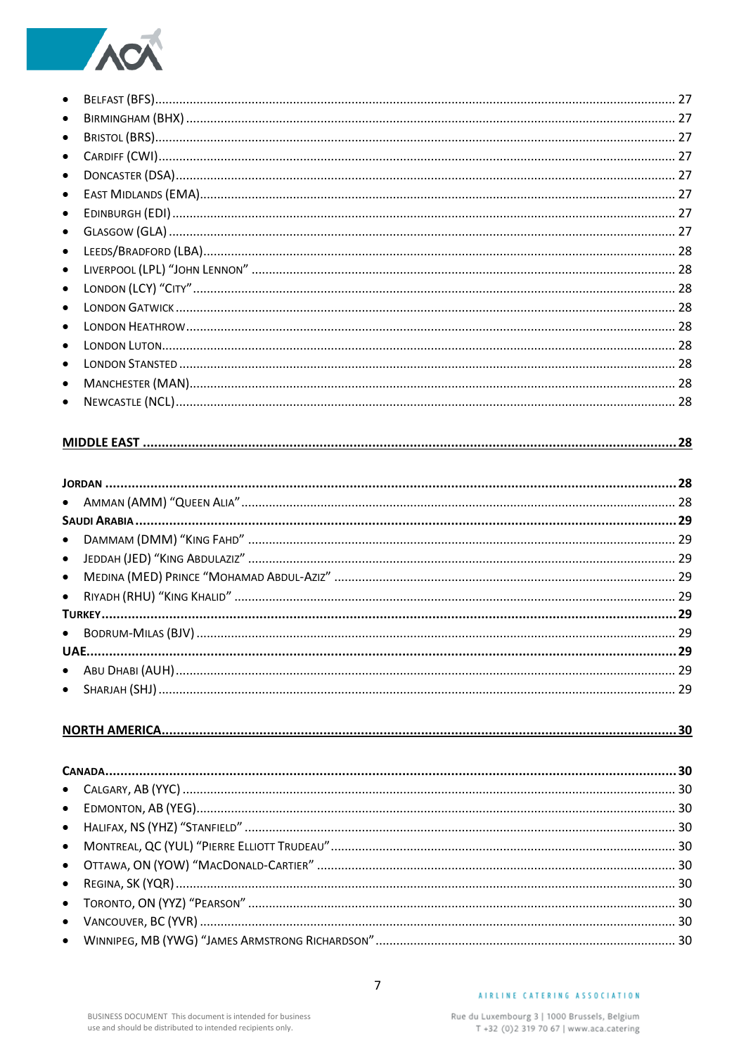- Belfast (BFS) ... 27
- Birmingham (BHX) ... 27
- Bristol (BRS) ... 27
- Cardiff (CWI) ... 27
- Doncaster (DSA) ... 27
- East Midlands (EMA) ... 27
- Edinburgh (EDI) ... 27
- Glasgow (GLA) ... 27
- Leeds/Bradford (LBA) ... 28
- Liverpool (LPL) "John Lennon" ... 28
- London (LCY) "City" ... 28
- London Gatwick ... 28
- London Heathrow ... 28
- London Luton ... 28
- London Stansted ... 28
- Manchester (MAN) ... 28
- Newcastle (NCL) ... 28

**MIDDLE EAST ... 28**

**Jordan ... 28**

- Amman (AMM) "Queen Alia" ... 28

**Saudi Arabia ... 29**

- Dammam (DMM) "King Fahd" ... 29
- Jeddah (JED) "King Abdulaziz" ... 29
- Medina (MED) Prince "Mohamad Abdul-Aziz" ... 29
- Riyadh (RHU) "King Khalid" ... 29

**Turkey ... 29**

- Bodrum-Milas (BJV) ... 29

**UAE ... 29**

- Abu Dhabi (AUH) ... 29
- Sharjah (SHJ) ... 29

**NORTH AMERICA ... 30**

**Canada ... 30**

- Calgary, AB (YYC) ... 30
- Edmonton, AB (YEG) ... 30
- Halifax, NS (YHZ) "Stanfield" ... 30
- Montreal, QC (YUL) "Pierre Elliott Trudeau" ... 30
- Ottawa, ON (YOW) "MacDonald-Cartier" ... 30
- Regina, SK (YQR) ... 30
- Toronto, ON (YYZ) "Pearson" ... 30
- Vancouver, BC (YVR) ... 30
- Winnipeg, MB (YWG) "James Armstrong Richardson" ... 30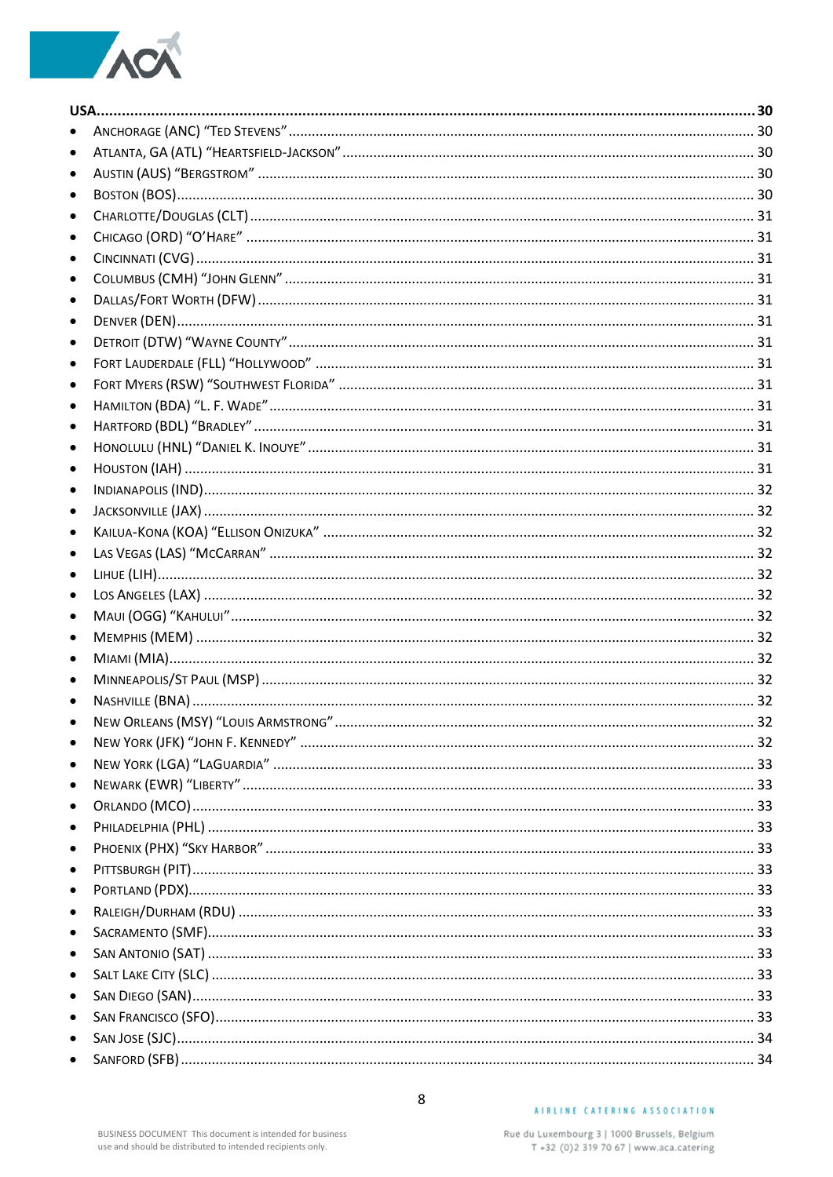**USA** ........................................................................................................................................ 30

- Anchorage (ANC) "Ted Stevens" ........................................................................................ 30
- Atlanta, GA (ATL) "Heartsfield-Jackson" ......................................................................... 30
- Austin (AUS) "Bergstrom" ................................................................................................ 30
- Boston (BOS) .................................................................................................................... 30
- Charlotte/Douglas (CLT) ................................................................................................... 31
- Chicago (ORD) "O'Hare" ................................................................................................... 31
- Cincinnati (CVG) ............................................................................................................... 31
- Columbus (CMH) "John Glenn" ......................................................................................... 31
- Dallas/Fort Worth (DFW) .................................................................................................. 31
- Denver (DEN) .................................................................................................................... 31
- Detroit (DTW) "Wayne County" ........................................................................................ 31
- Fort Lauderdale (FLL) "Hollywood" .................................................................................. 31
- Fort Myers (RSW) "Southwest Florida" ............................................................................ 31
- Hamilton (BDA) "L. F. Wade" ............................................................................................ 31
- Hartford (BDL) "Bradley" .................................................................................................. 31
- Honolulu (HNL) "Daniel K. Inouye" .................................................................................. 31
- Houston (IAH) ................................................................................................................... 31
- Indianapolis (IND) ............................................................................................................. 32
- Jacksonville (JAX) ............................................................................................................. 32
- Kailua-Kona (KOA) "Ellison Onizuka" ............................................................................... 32
- Las Vegas (LAS) "McCarran" ............................................................................................ 32
- Lihue (LIH) ......................................................................................................................... 32
- Los Angeles (LAX) ............................................................................................................ 32
- Maui (OGG) "Kahului" ....................................................................................................... 32
- Memphis (MEM) ................................................................................................................ 32
- Miami (MIA) ....................................................................................................................... 32
- Minneapolis/St Paul (MSP) ............................................................................................... 32
- Nashville (BNA) ................................................................................................................. 32
- New Orleans (MSY) "Louis Armstrong" ........................................................................... 32
- New York (JFK) "John F. Kennedy" ................................................................................... 32
- New York (LGA) "LaGuardia" ............................................................................................ 33
- Newark (EWR) "Liberty" ................................................................................................... 33
- Orlando (MCO) .................................................................................................................. 33
- Philadelphia (PHL) ............................................................................................................ 33
- Phoenix (PHX) "Sky Harbor" ............................................................................................. 33
- Pittsburgh (PIT) ................................................................................................................ 33
- Portland (PDX) .................................................................................................................. 33
- Raleigh/Durham (RDU) ..................................................................................................... 33
- Sacramento (SMF) ............................................................................................................ 33
- San Antonio (SAT) ............................................................................................................ 33
- Salt Lake City (SLC) .......................................................................................................... 33
- San Diego (SAN) ............................................................................................................... 33
- San Francisco (SFO) ......................................................................................................... 33
- San Jose (SJC) .................................................................................................................. 34
- Sanford (SFB) ................................................................................................................... 34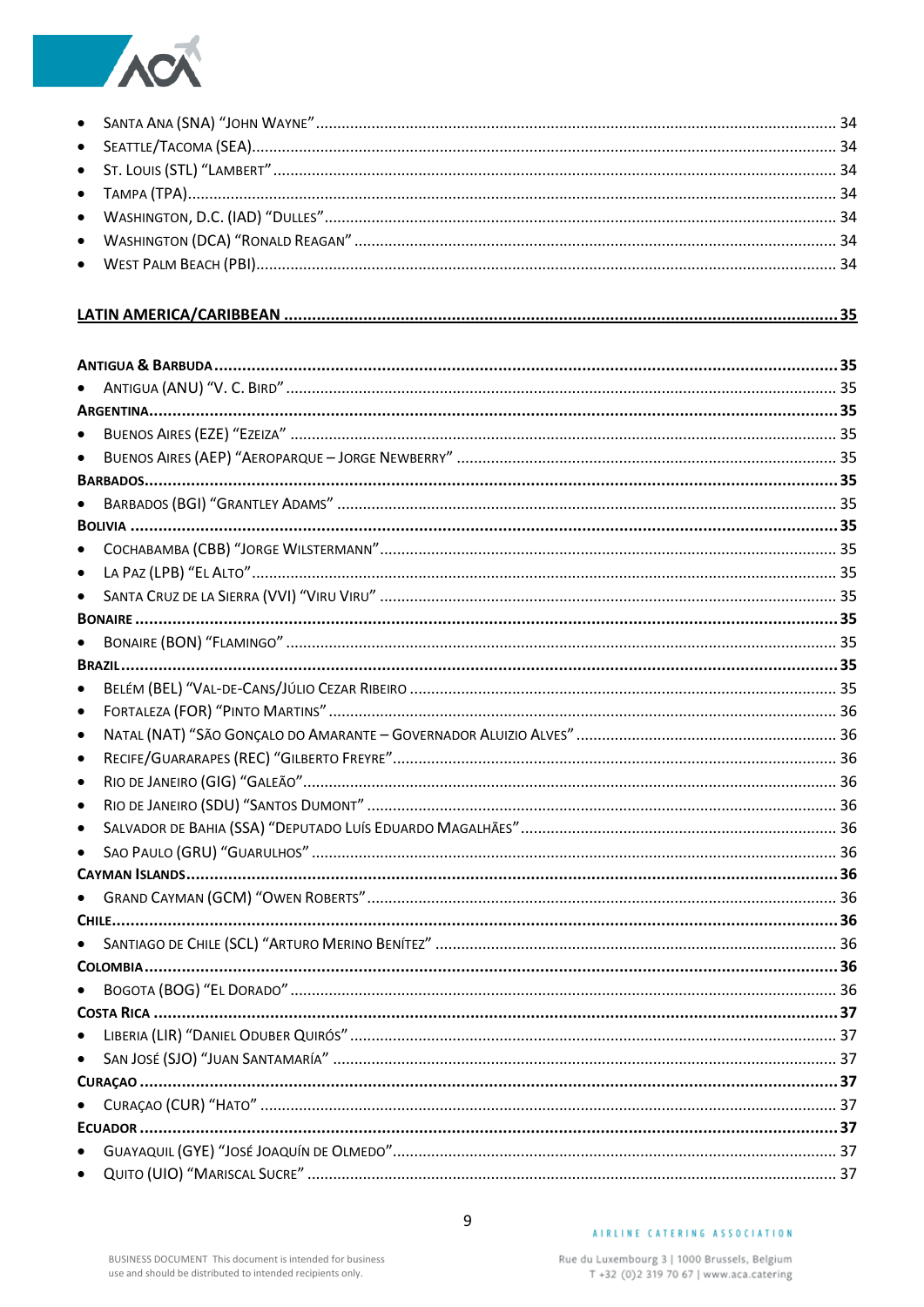- Santa Ana (SNA) "John Wayne" ........ 34
- Seattle/Tacoma (SEA) ........ 34
- St. Louis (STL) "Lambert" ........ 34
- Tampa (TPA) ........ 34
- Washington, D.C. (IAD) "Dulles" ........ 34
- Washington (DCA) "Ronald Reagan" ........ 34
- West Palm Beach (PBI) ........ 34

**LATIN AMERICA/CARIBBEAN ........ 35**

**Antigua & Barbuda ........ 35**

- Antigua (ANU) "V. C. Bird" ........ 35

**Argentina ........ 35**

- Buenos Aires (EZE) "Ezeiza" ........ 35
- Buenos Aires (AEP) "Aeroparque – Jorge Newberry" ........ 35

**Barbados ........ 35**

- Barbados (BGI) "Grantley Adams" ........ 35

**Bolivia ........ 35**

- Cochabamba (CBB) "Jorge Wilstermann" ........ 35
- La Paz (LPB) "El Alto" ........ 35
- Santa Cruz de la Sierra (VVI) "Viru Viru" ........ 35

**Bonaire ........ 35**

- Bonaire (BON) "Flamingo" ........ 35

**Brazil ........ 35**

- Belém (BEL) "Val-de-Cans/Júlio Cezar Ribeiro ........ 35
- Fortaleza (FOR) "Pinto Martins" ........ 36
- Natal (NAT) "São Gonçalo do Amarante – Governador Aluizio Alves" ........ 36
- Recife/Guararapes (REC) "Gilberto Freyre" ........ 36
- Rio de Janeiro (GIG) "Galeão" ........ 36
- Rio de Janeiro (SDU) "Santos Dumont" ........ 36
- Salvador de Bahia (SSA) "Deputado Luís Eduardo Magalhães" ........ 36
- Sao Paulo (GRU) "Guarulhos" ........ 36

**Cayman Islands ........ 36**

- Grand Cayman (GCM) "Owen Roberts" ........ 36

**Chile ........ 36**

- Santiago de Chile (SCL) "Arturo Merino Benítez" ........ 36

**Colombia ........ 36**

- Bogota (BOG) "El Dorado" ........ 36

**Costa Rica ........ 37**

- Liberia (LIR) "Daniel Oduber Quirós" ........ 37
- San José (SJO) "Juan Santamaría" ........ 37

**Curaçao ........ 37**

- Curaçao (CUR) "Hato" ........ 37

**Ecuador ........ 37**

- Guayaquil (GYE) "José Joaquín de Olmedo" ........ 37
- Quito (UIO) "Mariscal Sucre" ........ 37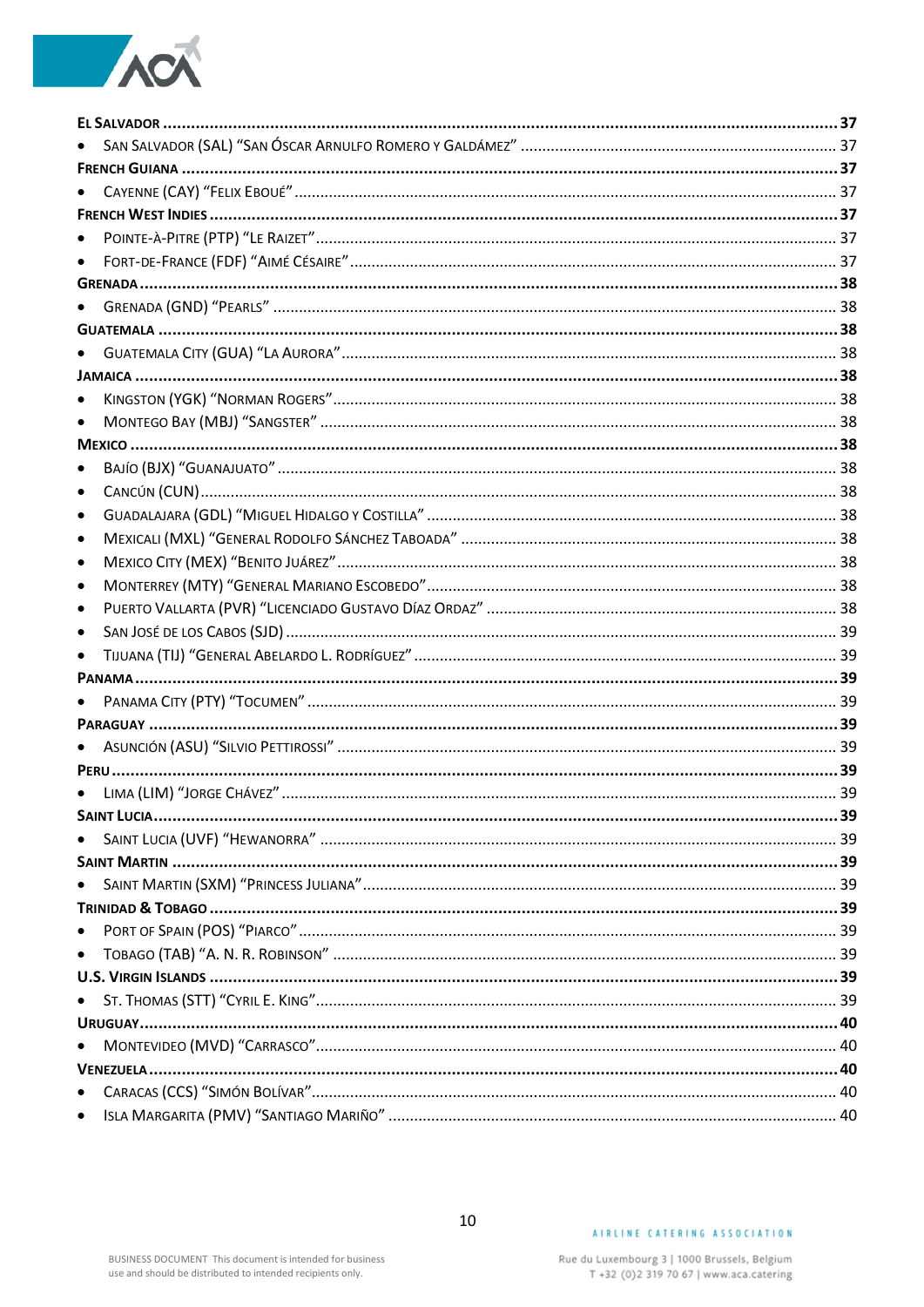**El Salvador** ........................................................................................................................ **37**

- San Salvador (SAL) "San Óscar Arnulfo Romero y Galdámez" ........................................................ 37

**French Guiana** ........................................................................................................................ **37**

- Cayenne (CAY) "Felix Eboué" ........................................................................................................ 37

**French West Indies** ........................................................................................................................ **37**

- Pointe-à-Pitre (PTP) "Le Raizet" ........................................................................................................ 37
- Fort-de-France (FDF) "Aimé Césaire" ........................................................................................................ 37

**Grenada** ........................................................................................................................ **38**

- Grenada (GND) "Pearls" ........................................................................................................ 38

**Guatemala** ........................................................................................................................ **38**

- Guatemala City (GUA) "La Aurora" ........................................................................................................ 38

**Jamaica** ........................................................................................................................ **38**

- Kingston (YGK) "Norman Rogers" ........................................................................................................ 38
- Montego Bay (MBJ) "Sangster" ........................................................................................................ 38

**Mexico** ........................................................................................................................ **38**

- Bajío (BJX) "Guanajuato" ........................................................................................................ 38
- Cancún (CUN) ........................................................................................................ 38
- Guadalajara (GDL) "Miguel Hidalgo y Costilla" ........................................................................................................ 38
- Mexicali (MXL) "General Rodolfo Sánchez Taboada" ........................................................................................................ 38
- Mexico City (MEX) "Benito Juárez" ........................................................................................................ 38
- Monterrey (MTY) "General Mariano Escobedo" ........................................................................................................ 38
- Puerto Vallarta (PVR) "Licenciado Gustavo Díaz Ordaz" ........................................................................................................ 38
- San José de los Cabos (SJD) ........................................................................................................ 39
- Tijuana (TIJ) "General Abelardo L. Rodríguez" ........................................................................................................ 39

**Panama** ........................................................................................................................ **39**

- Panama City (PTY) "Tocumen" ........................................................................................................ 39

**Paraguay** ........................................................................................................................ **39**

- Asunción (ASU) "Silvio Pettirossi" ........................................................................................................ 39

**Peru** ........................................................................................................................ **39**

- Lima (LIM) "Jorge Chávez" ........................................................................................................ 39

**Saint Lucia** ........................................................................................................................ **39**

- Saint Lucia (UVF) "Hewanorra" ........................................................................................................ 39

**Saint Martin** ........................................................................................................................ **39**

- Saint Martin (SXM) "Princess Juliana" ........................................................................................................ 39

**Trinidad & Tobago** ........................................................................................................................ **39**

- Port of Spain (POS) "Piarco" ........................................................................................................ 39
- Tobago (TAB) "A. N. R. Robinson" ........................................................................................................ 39

**U.S. Virgin Islands** ........................................................................................................................ **39**

- St. Thomas (STT) "Cyril E. King" ........................................................................................................ 39

**Uruguay** ........................................................................................................................ **40**

- Montevideo (MVD) "Carrasco" ........................................................................................................ 40

**Venezuela** ........................................................................................................................ **40**

- Caracas (CCS) "Simón Bolívar" ........................................................................................................ 40
- Isla Margarita (PMV) "Santiago Mariño" ........................................................................................................ 40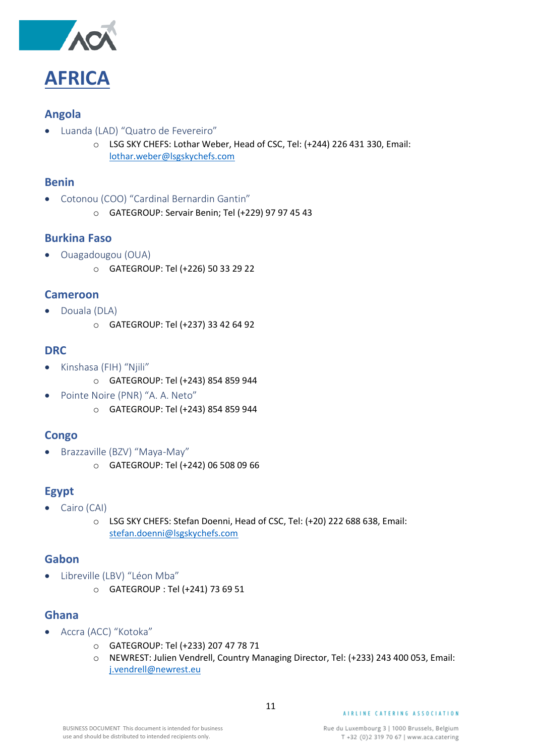# AFRICA

## Angola

- Luanda (LAD) “Quatro de Fevereiro”
  - LSG SKY CHEFS: Lothar Weber, Head of CSC, Tel: (+244) 226 431 330, Email: lothar.weber@lsgskychefs.com

## Benin

- Cotonou (COO) “Cardinal Bernardin Gantin”
  - GATEGROUP: Servair Benin; Tel (+229) 97 97 45 43

## Burkina Faso

- Ouagadougou (OUA)
  - GATEGROUP: Tel (+226) 50 33 29 22

## Cameroon

- Douala (DLA)
  - GATEGROUP: Tel (+237) 33 42 64 92

## DRC

- Kinshasa (FIH) “Njili”
  - GATEGROUP: Tel (+243) 854 859 944
- Pointe Noire (PNR) “A. A. Neto”
  - GATEGROUP: Tel (+243) 854 859 944

## Congo

- Brazzaville (BZV) “Maya-May”
  - GATEGROUP: Tel (+242) 06 508 09 66

## Egypt

- Cairo (CAI)
  - LSG SKY CHEFS: Stefan Doenni, Head of CSC, Tel: (+20) 222 688 638, Email: stefan.doenni@lsgskychefs.com

## Gabon

- Libreville (LBV) “Léon Mba”
  - GATEGROUP : Tel (+241) 73 69 51

## Ghana

- Accra (ACC) “Kotoka”
  - GATEGROUP: Tel (+233) 207 47 78 71
  - NEWREST: Julien Vendrell, Country Managing Director, Tel: (+233) 243 400 053, Email: j.vendrell@newrest.eu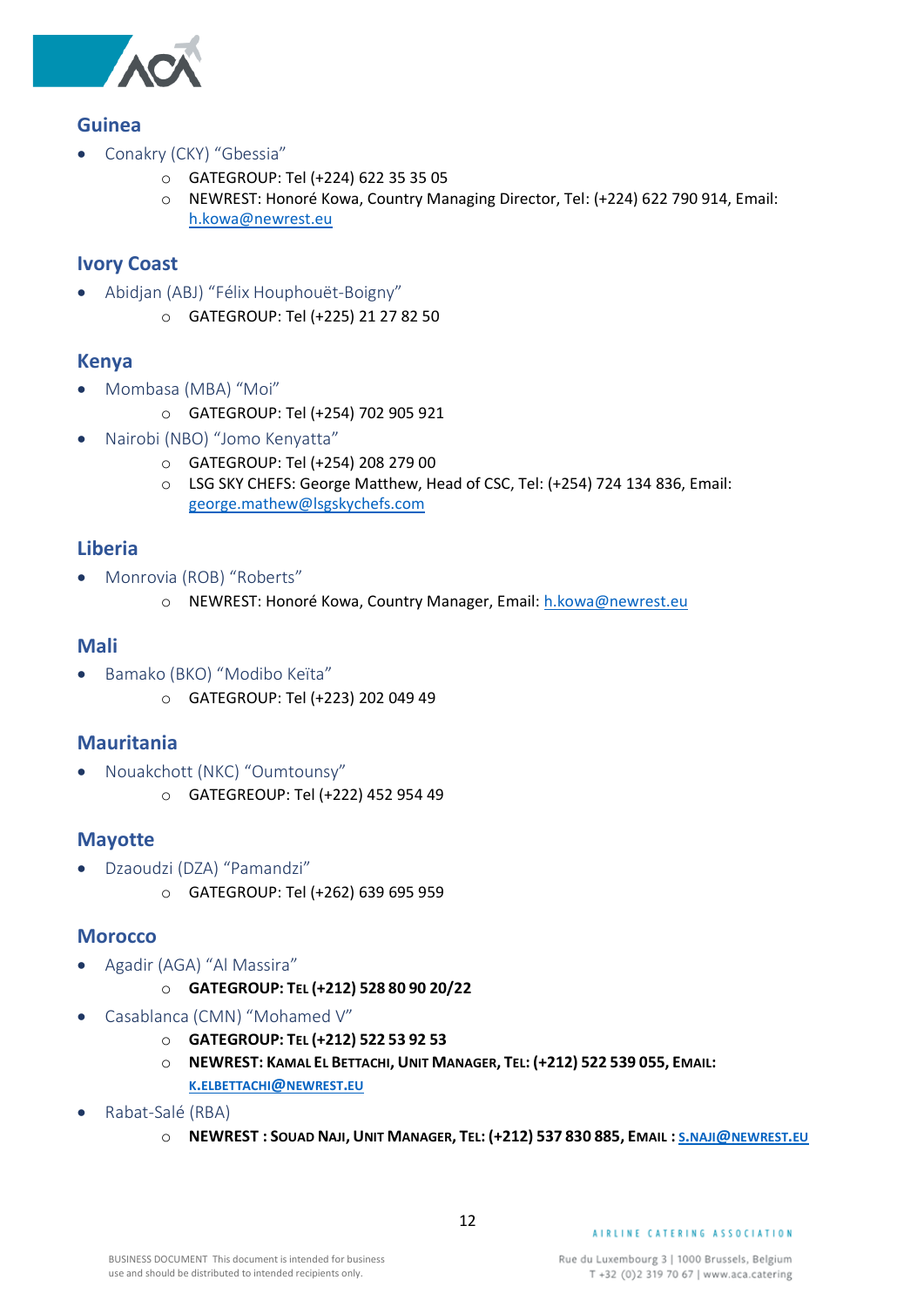## Guinea

- Conakry (CKY) “Gbessia”
  - GATEGROUP: Tel (+224) 622 35 35 05
  - NEWREST: Honoré Kowa, Country Managing Director, Tel: (+224) 622 790 914, Email: h.kowa@newrest.eu

## Ivory Coast

- Abidjan (ABJ) “Félix Houphouët-Boigny”
  - GATEGROUP: Tel (+225) 21 27 82 50

## Kenya

- Mombasa (MBA) “Moi”
  - GATEGROUP: Tel (+254) 702 905 921
- Nairobi (NBO) “Jomo Kenyatta”
  - GATEGROUP: Tel (+254) 208 279 00
  - LSG SKY CHEFS: George Matthew, Head of CSC, Tel: (+254) 724 134 836, Email: george.mathew@lsgskychefs.com

## Liberia

- Monrovia (ROB) “Roberts”
  - NEWREST: Honoré Kowa, Country Manager, Email: h.kowa@newrest.eu

## Mali

- Bamako (BKO) “Modibo Keïta”
  - GATEGROUP: Tel (+223) 202 049 49

## Mauritania

- Nouakchott (NKC) “Oumtounsy”
  - GATEGREOUP: Tel (+222) 452 954 49

## Mayotte

- Dzaoudzi (DZA) “Pamandzi”
  - GATEGROUP: Tel (+262) 639 695 959

## Morocco

- Agadir (AGA) “Al Massira”
  - **GATEGROUP: TEL (+212) 528 80 90 20/22**
- Casablanca (CMN) “Mohamed V”
  - **GATEGROUP: TEL (+212) 522 53 92 53**
  - **NEWREST: KAMAL EL BETTACHI, UNIT MANAGER, TEL: (+212) 522 539 055, EMAIL: K.ELBETTACHI@NEWREST.EU**
- Rabat-Salé (RBA)
  - **NEWREST : SOUAD NAJI, UNIT MANAGER, TEL: (+212) 537 830 885, EMAIL : S.NAJI@NEWREST.EU**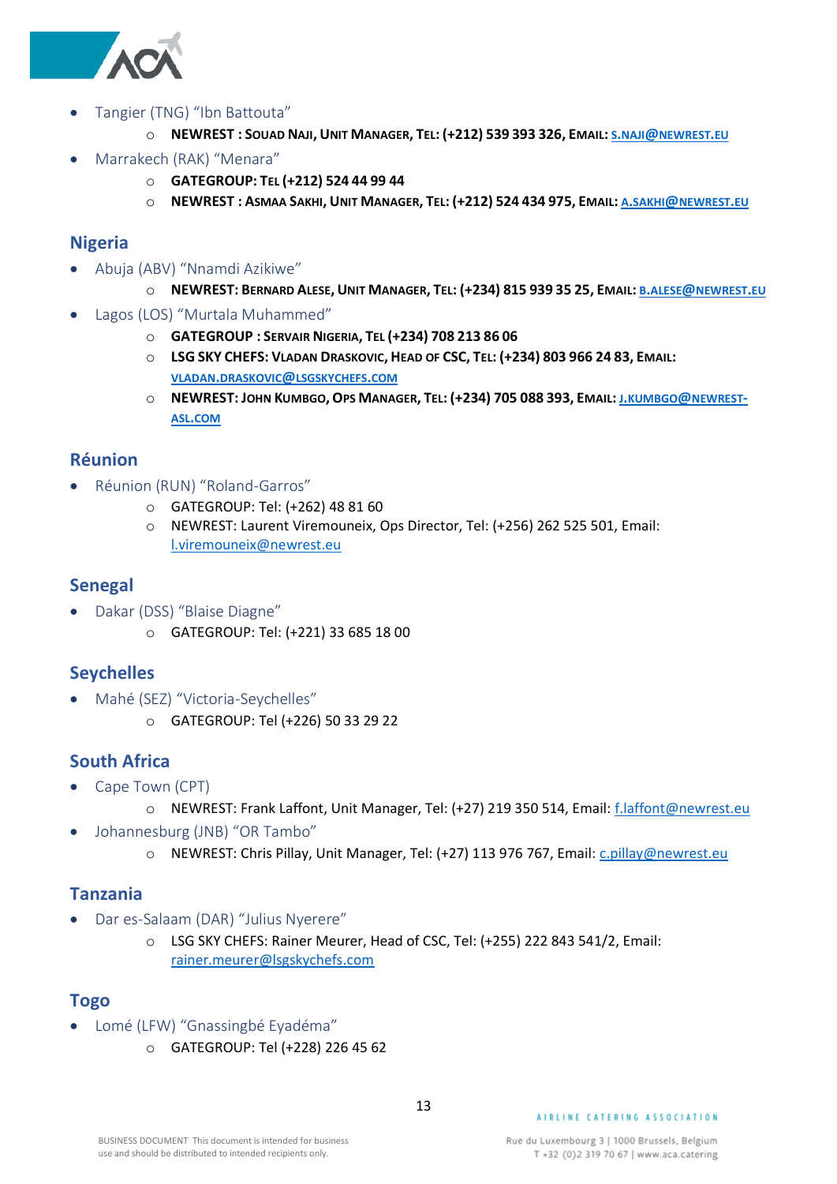- Tangier (TNG) “Ibn Battouta”
    - **NEWREST : Souad Naji, Unit Manager, Tel: (+212) 539 393 326, Email: s.naji@newrest.eu**
- Marrakech (RAK) “Menara”
    - **GATEGROUP: Tel (+212) 524 44 99 44**
    - **NEWREST : Asmaa Sakhi, Unit Manager, Tel: (+212) 524 434 975, Email: a.sakhi@newrest.eu**

## Nigeria

- Abuja (ABV) “Nnamdi Azikiwe”
    - **NEWREST: Bernard Alese, Unit Manager, Tel: (+234) 815 939 35 25, Email: b.alese@newrest.eu**
- Lagos (LOS) “Murtala Muhammed”
    - **GATEGROUP : Servair Nigeria, Tel (+234) 708 213 86 06**
    - **LSG SKY CHEFS: Vladan Draskovic, Head of CSC, Tel: (+234) 803 966 24 83, Email: vladan.draskovic@lsgskychefs.com**
    - **NEWREST: John Kumbgo, Ops Manager, Tel: (+234) 705 088 393, Email: j.kumbgo@newrest-asl.com**

## Réunion

- Réunion (RUN) “Roland-Garros”
    - GATEGROUP: Tel: (+262) 48 81 60
    - NEWREST: Laurent Viremouneix, Ops Director, Tel: (+256) 262 525 501, Email: l.viremouneix@newrest.eu

## Senegal

- Dakar (DSS) “Blaise Diagne”
    - GATEGROUP: Tel: (+221) 33 685 18 00

## Seychelles

- Mahé (SEZ) “Victoria-Seychelles”
    - GATEGROUP: Tel (+226) 50 33 29 22

## South Africa

- Cape Town (CPT)
    - NEWREST: Frank Laffont, Unit Manager, Tel: (+27) 219 350 514, Email: f.laffont@newrest.eu
- Johannesburg (JNB) “OR Tambo”
    - NEWREST: Chris Pillay, Unit Manager, Tel: (+27) 113 976 767, Email: c.pillay@newrest.eu

## Tanzania

- Dar es-Salaam (DAR) “Julius Nyerere”
    - LSG SKY CHEFS: Rainer Meurer, Head of CSC, Tel: (+255) 222 843 541/2, Email: rainer.meurer@lsgskychefs.com

## Togo

- Lomé (LFW) “Gnassingbé Eyadéma”
    - GATEGROUP: Tel (+228) 226 45 62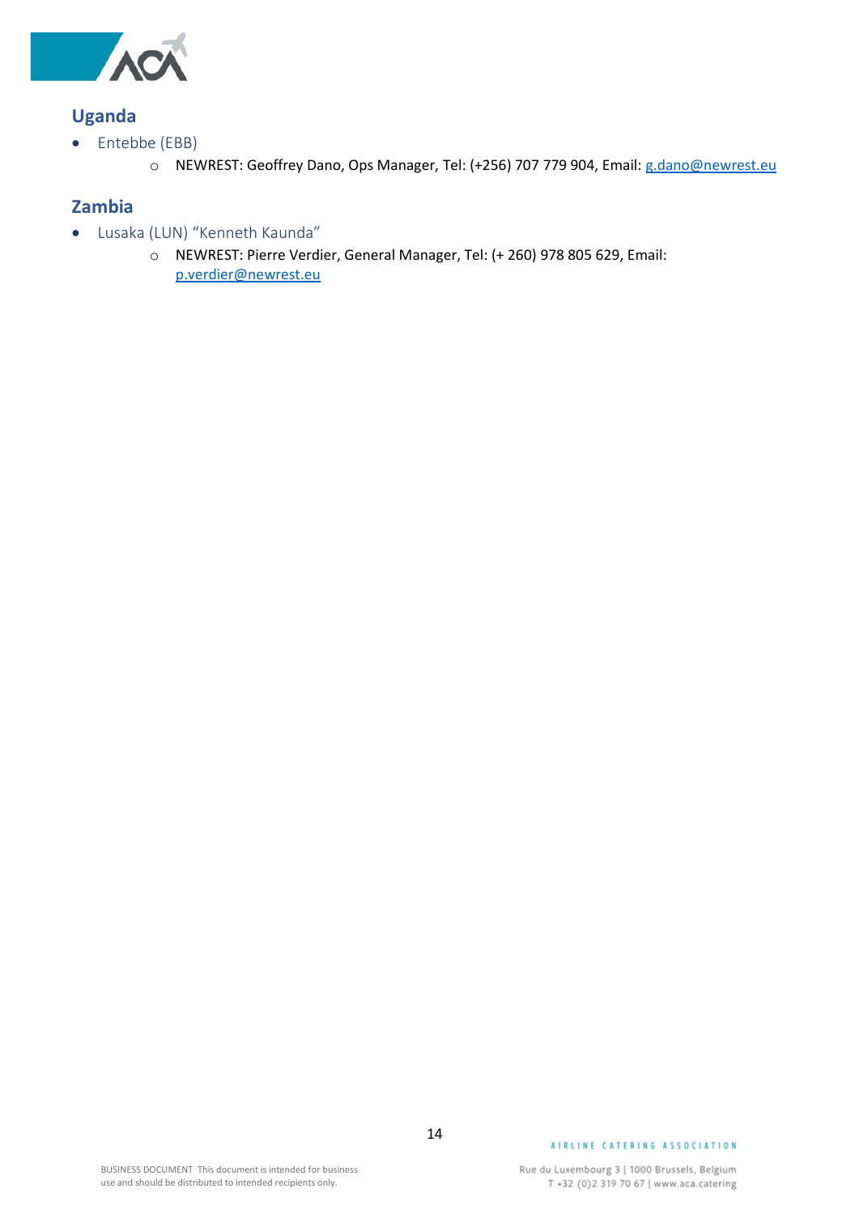## Uganda

- Entebbe (EBB)
    - NEWREST: Geoffrey Dano, Ops Manager, Tel: (+256) 707 779 904, Email: g.dano@newrest.eu

## Zambia

- Lusaka (LUN) "Kenneth Kaunda"
    - NEWREST: Pierre Verdier, General Manager, Tel: (+ 260) 978 805 629, Email: p.verdier@newrest.eu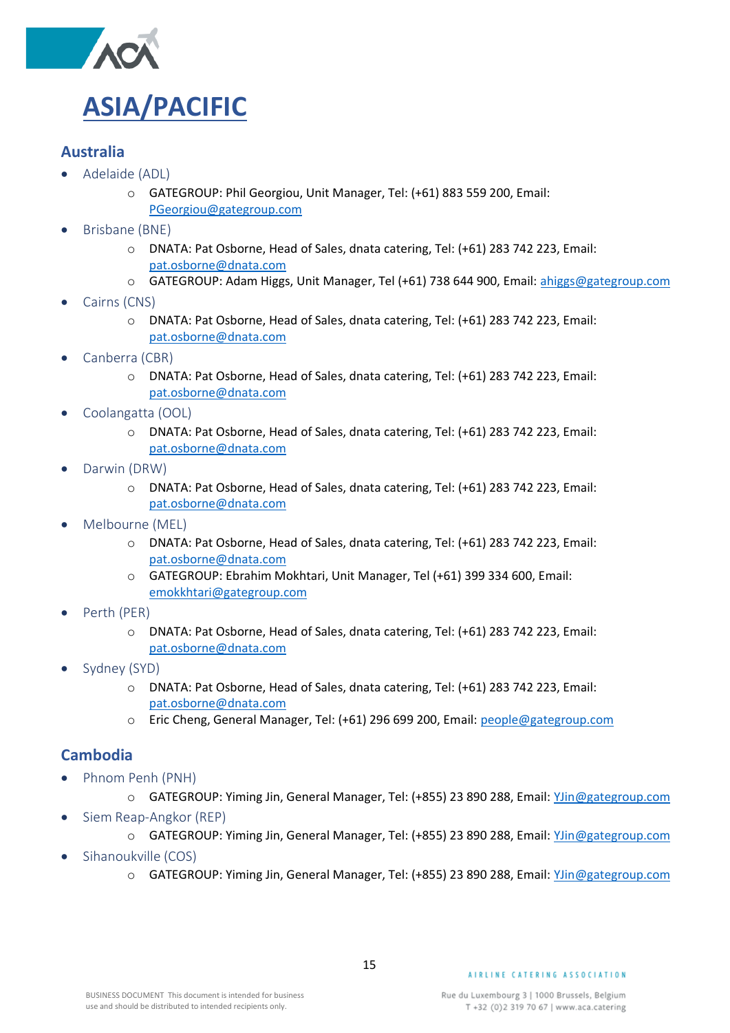# ASIA/PACIFIC

## Australia

- Adelaide (ADL)
  - GATEGROUP: Phil Georgiou, Unit Manager, Tel: (+61) 883 559 200, Email: PGeorgiou@gategroup.com
- Brisbane (BNE)
  - DNATA: Pat Osborne, Head of Sales, dnata catering, Tel: (+61) 283 742 223, Email: pat.osborne@dnata.com
  - GATEGROUP: Adam Higgs, Unit Manager, Tel (+61) 738 644 900, Email: ahiggs@gategroup.com
- Cairns (CNS)
  - DNATA: Pat Osborne, Head of Sales, dnata catering, Tel: (+61) 283 742 223, Email: pat.osborne@dnata.com
- Canberra (CBR)
  - DNATA: Pat Osborne, Head of Sales, dnata catering, Tel: (+61) 283 742 223, Email: pat.osborne@dnata.com
- Coolangatta (OOL)
  - DNATA: Pat Osborne, Head of Sales, dnata catering, Tel: (+61) 283 742 223, Email: pat.osborne@dnata.com
- Darwin (DRW)
  - DNATA: Pat Osborne, Head of Sales, dnata catering, Tel: (+61) 283 742 223, Email: pat.osborne@dnata.com
- Melbourne (MEL)
  - DNATA: Pat Osborne, Head of Sales, dnata catering, Tel: (+61) 283 742 223, Email: pat.osborne@dnata.com
  - GATEGROUP: Ebrahim Mokhtari, Unit Manager, Tel (+61) 399 334 600, Email: emokkhtari@gategroup.com
- Perth (PER)
  - DNATA: Pat Osborne, Head of Sales, dnata catering, Tel: (+61) 283 742 223, Email: pat.osborne@dnata.com
- Sydney (SYD)
  - DNATA: Pat Osborne, Head of Sales, dnata catering, Tel: (+61) 283 742 223, Email: pat.osborne@dnata.com
  - Eric Cheng, General Manager, Tel: (+61) 296 699 200, Email: people@gategroup.com

## Cambodia

- Phnom Penh (PNH)
  - GATEGROUP: Yiming Jin, General Manager, Tel: (+855) 23 890 288, Email: YJin@gategroup.com
- Siem Reap-Angkor (REP)
  - GATEGROUP: Yiming Jin, General Manager, Tel: (+855) 23 890 288, Email: YJin@gategroup.com
- Sihanoukville (COS)
  - GATEGROUP: Yiming Jin, General Manager, Tel: (+855) 23 890 288, Email: YJin@gategroup.com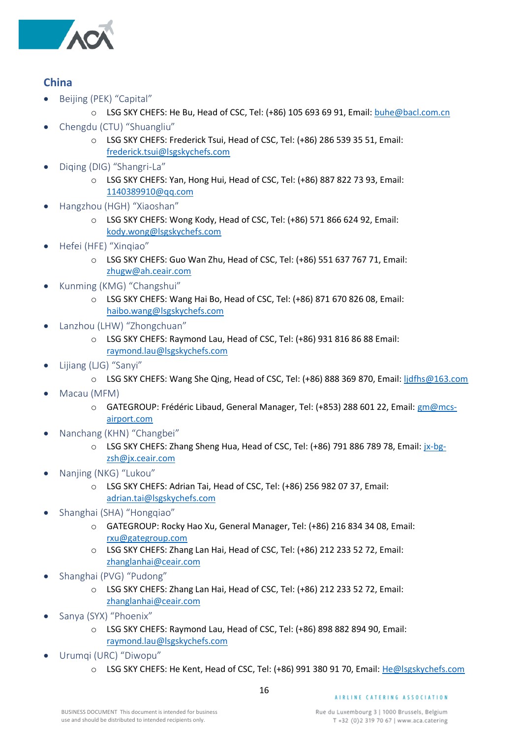## China

- Beijing (PEK) “Capital”
  - LSG SKY CHEFS: He Bu, Head of CSC, Tel: (+86) 105 693 69 91, Email: buhe@bacl.com.cn
- Chengdu (CTU) “Shuangliu”
  - LSG SKY CHEFS: Frederick Tsui, Head of CSC, Tel: (+86) 286 539 35 51, Email: frederick.tsui@lsgskychefs.com
- Diqing (DIG) “Shangri-La”
  - LSG SKY CHEFS: Yan, Hong Hui, Head of CSC, Tel: (+86) 887 822 73 93, Email: 1140389910@qq.com
- Hangzhou (HGH) “Xiaoshan”
  - LSG SKY CHEFS: Wong Kody, Head of CSC, Tel: (+86) 571 866 624 92, Email: kody.wong@lsgskychefs.com
- Hefei (HFE) “Xinqiao”
  - LSG SKY CHEFS: Guo Wan Zhu, Head of CSC, Tel: (+86) 551 637 767 71, Email: zhugw@ah.ceair.com
- Kunming (KMG) “Changshui”
  - LSG SKY CHEFS: Wang Hai Bo, Head of CSC, Tel: (+86) 871 670 826 08, Email: haibo.wang@lsgskychefs.com
- Lanzhou (LHW) “Zhongchuan”
  - LSG SKY CHEFS: Raymond Lau, Head of CSC, Tel: (+86) 931 816 86 88 Email: raymond.lau@lsgskychefs.com
- Lijiang (LJG) “Sanyi”
  - LSG SKY CHEFS: Wang She Qing, Head of CSC, Tel: (+86) 888 369 870, Email: ljdfhs@163.com
- Macau (MFM)
  - GATEGROUP: Frédéric Libaud, General Manager, Tel: (+853) 288 601 22, Email: gm@mcs-airport.com
- Nanchang (KHN) “Changbei”
  - LSG SKY CHEFS: Zhang Sheng Hua, Head of CSC, Tel: (+86) 791 886 789 78, Email: jx-bg-zsh@jx.ceair.com
- Nanjing (NKG) “Lukou”
  - LSG SKY CHEFS: Adrian Tai, Head of CSC, Tel: (+86) 256 982 07 37, Email: adrian.tai@lsgskychefs.com
- Shanghai (SHA) “Hongqiao”
  - GATEGROUP: Rocky Hao Xu, General Manager, Tel: (+86) 216 834 34 08, Email: rxu@gategroup.com
  - LSG SKY CHEFS: Zhang Lan Hai, Head of CSC, Tel: (+86) 212 233 52 72, Email: zhanglanhai@ceair.com
- Shanghai (PVG) “Pudong”
  - LSG SKY CHEFS: Zhang Lan Hai, Head of CSC, Tel: (+86) 212 233 52 72, Email: zhanglanhai@ceair.com
- Sanya (SYX) “Phoenix”
  - LSG SKY CHEFS: Raymond Lau, Head of CSC, Tel: (+86) 898 882 894 90, Email: raymond.lau@lsgskychefs.com
- Urumqi (URC) “Diwopu”
  - LSG SKY CHEFS: He Kent, Head of CSC, Tel: (+86) 991 380 91 70, Email: He@lsgskychefs.com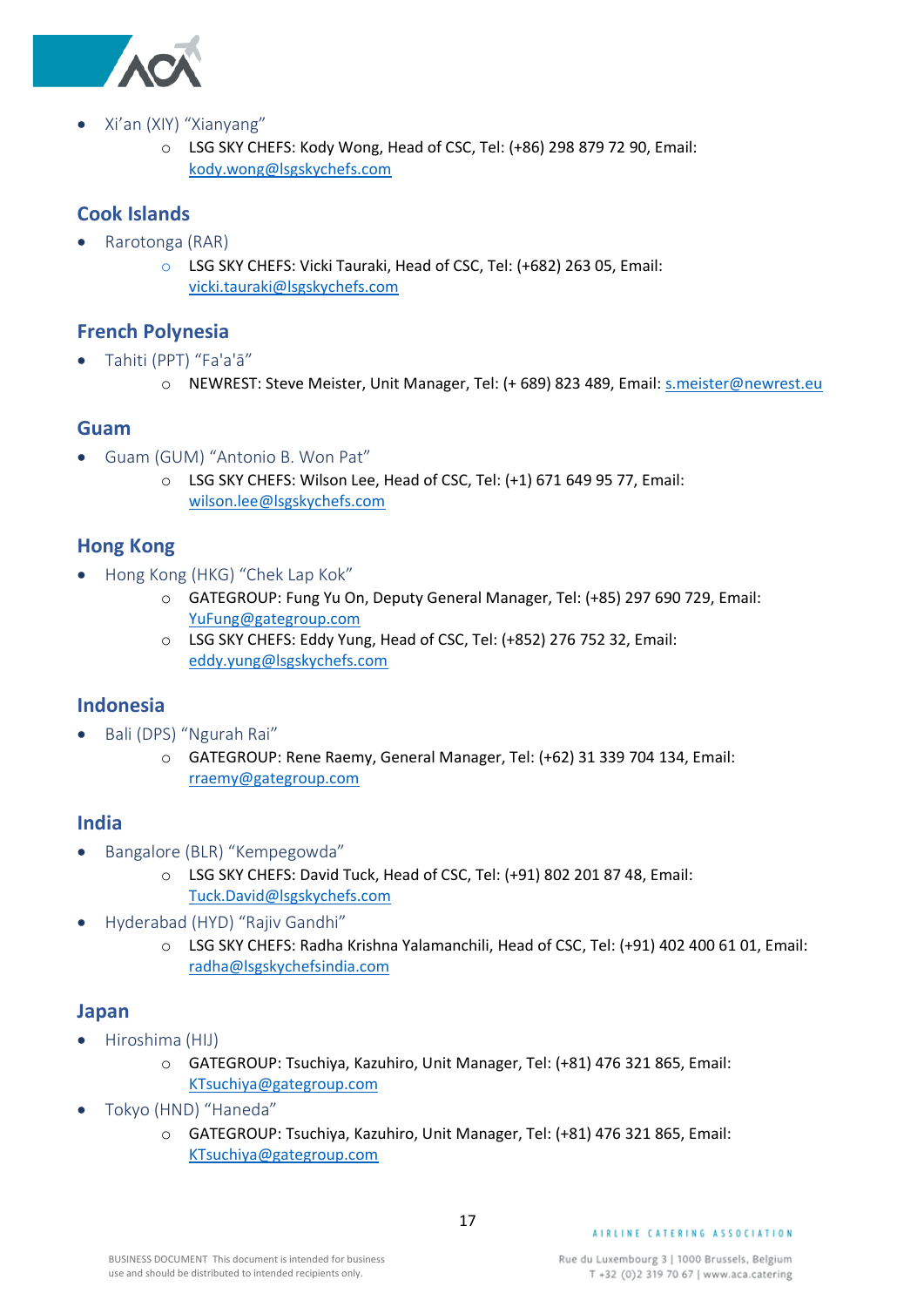- Xi'an (XIY) "Xianyang"
    - LSG SKY CHEFS: Kody Wong, Head of CSC, Tel: (+86) 298 879 72 90, Email: kody.wong@lsgskychefs.com

## Cook Islands

- Rarotonga (RAR)
    - LSG SKY CHEFS: Vicki Tauraki, Head of CSC, Tel: (+682) 263 05, Email: vicki.tauraki@lsgskychefs.com

## French Polynesia

- Tahiti (PPT) "Fa'a'ā"
    - NEWREST: Steve Meister, Unit Manager, Tel: (+ 689) 823 489, Email: s.meister@newrest.eu

## Guam

- Guam (GUM) "Antonio B. Won Pat"
    - LSG SKY CHEFS: Wilson Lee, Head of CSC, Tel: (+1) 671 649 95 77, Email: wilson.lee@lsgskychefs.com

## Hong Kong

- Hong Kong (HKG) "Chek Lap Kok"
    - GATEGROUP: Fung Yu On, Deputy General Manager, Tel: (+85) 297 690 729, Email: YuFung@gategroup.com
    - LSG SKY CHEFS: Eddy Yung, Head of CSC, Tel: (+852) 276 752 32, Email: eddy.yung@lsgskychefs.com

## Indonesia

- Bali (DPS) "Ngurah Rai"
    - GATEGROUP: Rene Raemy, General Manager, Tel: (+62) 31 339 704 134, Email: rraemy@gategroup.com

## India

- Bangalore (BLR) "Kempegowda"
    - LSG SKY CHEFS: David Tuck, Head of CSC, Tel: (+91) 802 201 87 48, Email: Tuck.David@lsgskychefs.com
- Hyderabad (HYD) "Rajiv Gandhi"
    - LSG SKY CHEFS: Radha Krishna Yalamanchili, Head of CSC, Tel: (+91) 402 400 61 01, Email: radha@lsgskychefsindia.com

## Japan

- Hiroshima (HIJ)
    - GATEGROUP: Tsuchiya, Kazuhiro, Unit Manager, Tel: (+81) 476 321 865, Email: KTsuchiya@gategroup.com
- Tokyo (HND) "Haneda"
    - GATEGROUP: Tsuchiya, Kazuhiro, Unit Manager, Tel: (+81) 476 321 865, Email: KTsuchiya@gategroup.com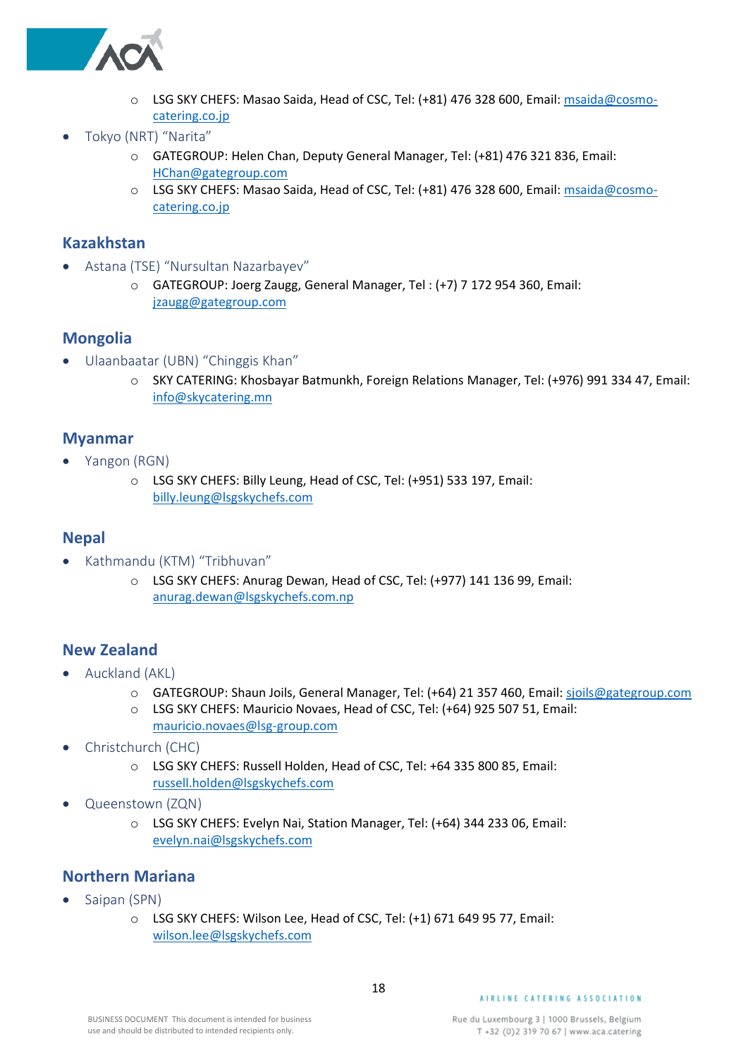- LSG SKY CHEFS: Masao Saida, Head of CSC, Tel: (+81) 476 328 600, Email: msaida@cosmo-catering.co.jp
- Tokyo (NRT) "Narita"
    - GATEGROUP: Helen Chan, Deputy General Manager, Tel: (+81) 476 321 836, Email: HChan@gategroup.com
    - LSG SKY CHEFS: Masao Saida, Head of CSC, Tel: (+81) 476 328 600, Email: msaida@cosmo-catering.co.jp

## Kazakhstan

- Astana (TSE) "Nursultan Nazarbayev"
    - GATEGROUP: Joerg Zaugg, General Manager, Tel : (+7) 7 172 954 360, Email: jzaugg@gategroup.com

## Mongolia

- Ulaanbaatar (UBN) "Chinggis Khan"
    - SKY CATERING: Khosbayar Batmunkh, Foreign Relations Manager, Tel: (+976) 991 334 47, Email: info@skycatering.mn

## Myanmar

- Yangon (RGN)
    - LSG SKY CHEFS: Billy Leung, Head of CSC, Tel: (+951) 533 197, Email: billy.leung@lsgskychefs.com

## Nepal

- Kathmandu (KTM) "Tribhuvan"
    - LSG SKY CHEFS: Anurag Dewan, Head of CSC, Tel: (+977) 141 136 99, Email: anurag.dewan@lsgskychefs.com.np

## New Zealand

- Auckland (AKL)
    - GATEGROUP: Shaun Joils, General Manager, Tel: (+64) 21 357 460, Email: sjoils@gategroup.com
    - LSG SKY CHEFS: Mauricio Novaes, Head of CSC, Tel: (+64) 925 507 51, Email: mauricio.novaes@lsg-group.com
- Christchurch (CHC)
    - LSG SKY CHEFS: Russell Holden, Head of CSC, Tel: +64 335 800 85, Email: russell.holden@lsgskychefs.com
- Queenstown (ZQN)
    - LSG SKY CHEFS: Evelyn Nai, Station Manager, Tel: (+64) 344 233 06, Email: evelyn.nai@lsgskychefs.com

## Northern Mariana

- Saipan (SPN)
    - LSG SKY CHEFS: Wilson Lee, Head of CSC, Tel: (+1) 671 649 95 77, Email: wilson.lee@lsgskychefs.com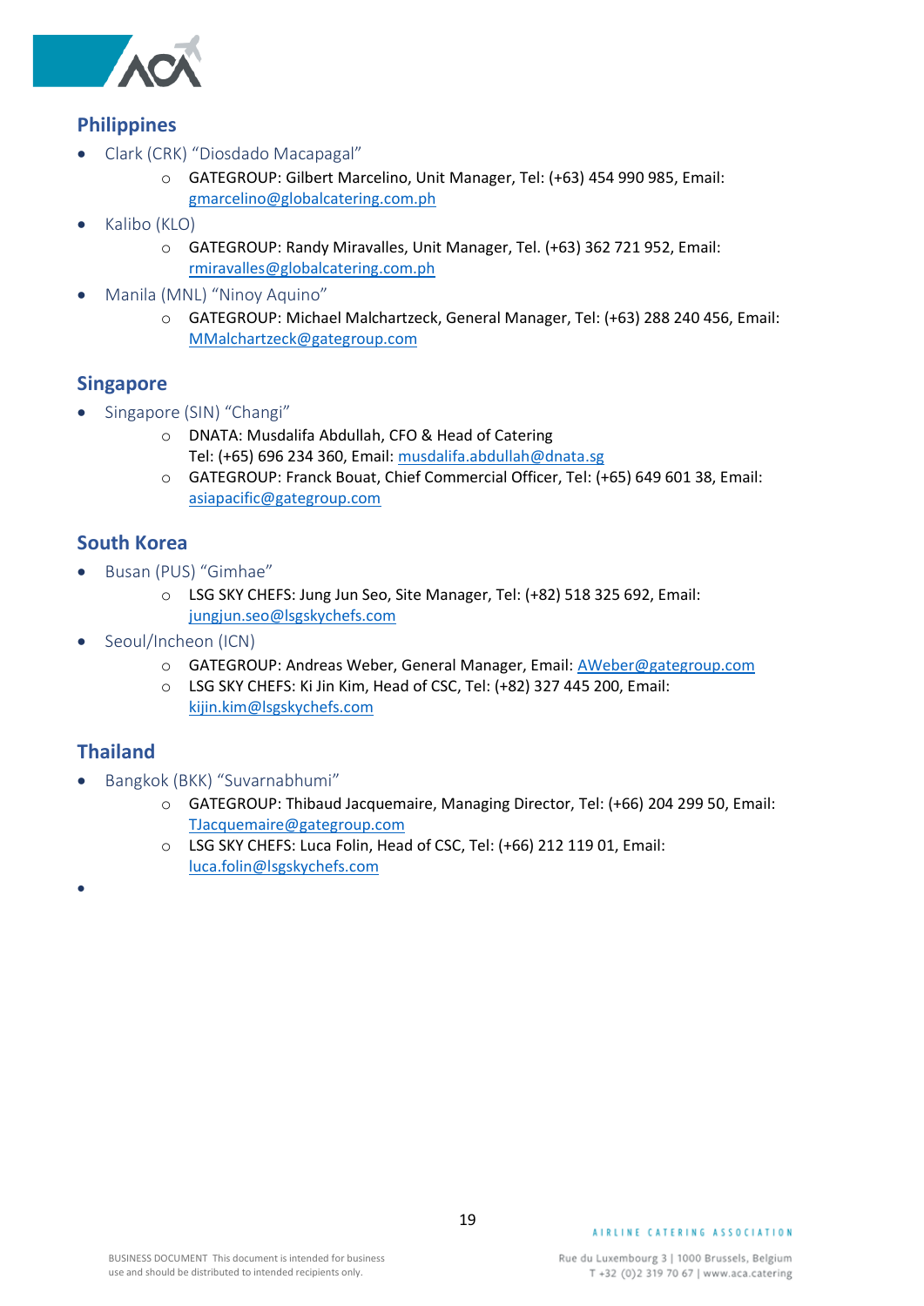## Philippines

- Clark (CRK) "Diosdado Macapagal"
  - GATEGROUP: Gilbert Marcelino, Unit Manager, Tel: (+63) 454 990 985, Email: gmarcelino@globalcatering.com.ph
- Kalibo (KLO)
  - GATEGROUP: Randy Miravalles, Unit Manager, Tel. (+63) 362 721 952, Email: rmiravalles@globalcatering.com.ph
- Manila (MNL) "Ninoy Aquino"
  - GATEGROUP: Michael Malchartzeck, General Manager, Tel: (+63) 288 240 456, Email: MMalchartzeck@gategroup.com

## Singapore

- Singapore (SIN) "Changi"
  - DNATA: Musdalifa Abdullah, CFO & Head of Catering
    Tel: (+65) 696 234 360, Email: musdalifa.abdullah@dnata.sg
  - GATEGROUP: Franck Bouat, Chief Commercial Officer, Tel: (+65) 649 601 38, Email: asiapacific@gategroup.com

## South Korea

- Busan (PUS) "Gimhae"
  - LSG SKY CHEFS: Jung Jun Seo, Site Manager, Tel: (+82) 518 325 692, Email: jungjun.seo@lsgskychefs.com
- Seoul/Incheon (ICN)
  - GATEGROUP: Andreas Weber, General Manager, Email: AWeber@gategroup.com
  - LSG SKY CHEFS: Ki Jin Kim, Head of CSC, Tel: (+82) 327 445 200, Email: kijin.kim@lsgskychefs.com

## Thailand

- Bangkok (BKK) "Suvarnabhumi"
  - GATEGROUP: Thibaud Jacquemaire, Managing Director, Tel: (+66) 204 299 50, Email: TJacquemaire@gategroup.com
  - LSG SKY CHEFS: Luca Folin, Head of CSC, Tel: (+66) 212 119 01, Email: luca.folin@lsgskychefs.com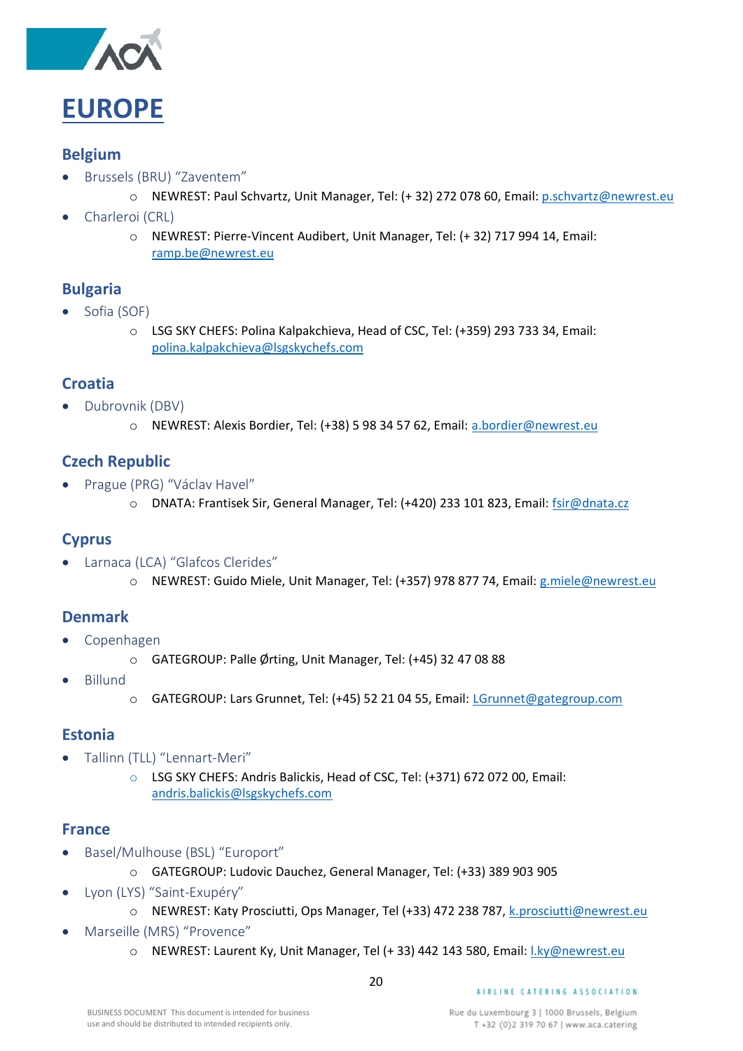# EUROPE

## Belgium

- Brussels (BRU) "Zaventem"
  - NEWREST: Paul Schvartz, Unit Manager, Tel: (+ 32) 272 078 60, Email: p.schvartz@newrest.eu
- Charleroi (CRL)
  - NEWREST: Pierre-Vincent Audibert, Unit Manager, Tel: (+ 32) 717 994 14, Email: ramp.be@newrest.eu

## Bulgaria

- Sofia (SOF)
  - LSG SKY CHEFS: Polina Kalpakchieva, Head of CSC, Tel: (+359) 293 733 34, Email: polina.kalpakchieva@lsgskychefs.com

## Croatia

- Dubrovnik (DBV)
  - NEWREST: Alexis Bordier, Tel: (+38) 5 98 34 57 62, Email: a.bordier@newrest.eu

## Czech Republic

- Prague (PRG) "Václav Havel"
  - DNATA: Frantisek Sir, General Manager, Tel: (+420) 233 101 823, Email: fsir@dnata.cz

## Cyprus

- Larnaca (LCA) "Glafcos Clerides"
  - NEWREST: Guido Miele, Unit Manager, Tel: (+357) 978 877 74, Email: g.miele@newrest.eu

## Denmark

- Copenhagen
  - GATEGROUP: Palle Ørting, Unit Manager, Tel: (+45) 32 47 08 88
- Billund
  - GATEGROUP: Lars Grunnet, Tel: (+45) 52 21 04 55, Email: LGrunnet@gategroup.com

## Estonia

- Tallinn (TLL) "Lennart-Meri"
  - LSG SKY CHEFS: Andris Balickis, Head of CSC, Tel: (+371) 672 072 00, Email: andris.balickis@lsgskychefs.com

## France

- Basel/Mulhouse (BSL) "Europort"
  - GATEGROUP: Ludovic Dauchez, General Manager, Tel: (+33) 389 903 905
- Lyon (LYS) "Saint-Exupéry"
  - NEWREST: Katy Prosciutti, Ops Manager, Tel (+33) 472 238 787, k.prosciutti@newrest.eu
- Marseille (MRS) "Provence"
  - NEWREST: Laurent Ky, Unit Manager, Tel (+ 33) 442 143 580, Email: l.ky@newrest.eu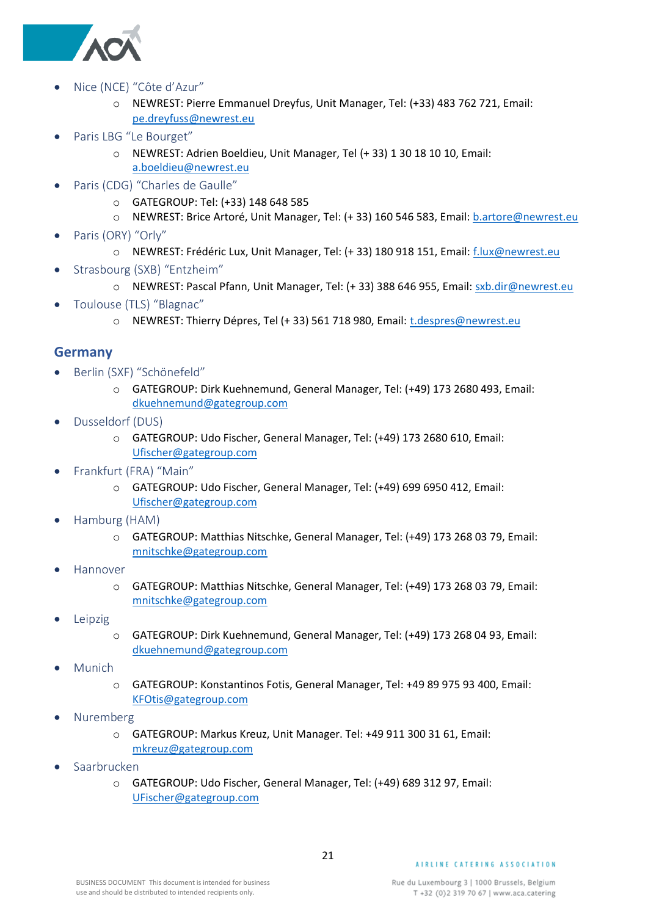- Nice (NCE) “Côte d’Azur”
  - NEWREST: Pierre Emmanuel Dreyfus, Unit Manager, Tel: (+33) 483 762 721, Email: pe.dreyfuss@newrest.eu
- Paris LBG “Le Bourget”
  - NEWREST: Adrien Boeldieu, Unit Manager, Tel (+ 33) 1 30 18 10 10, Email: a.boeldieu@newrest.eu
- Paris (CDG) “Charles de Gaulle”
  - GATEGROUP: Tel: (+33) 148 648 585
  - NEWREST: Brice Artoré, Unit Manager, Tel: (+ 33) 160 546 583, Email: b.artore@newrest.eu
- Paris (ORY) “Orly”
  - NEWREST: Frédéric Lux, Unit Manager, Tel: (+ 33) 180 918 151, Email: f.lux@newrest.eu
- Strasbourg (SXB) “Entzheim”
  - NEWREST: Pascal Pfann, Unit Manager, Tel: (+ 33) 388 646 955, Email: sxb.dir@newrest.eu
- Toulouse (TLS) “Blagnac”
  - NEWREST: Thierry Dépres, Tel (+ 33) 561 718 980, Email: t.despres@newrest.eu

## Germany

- Berlin (SXF) “Schönefeld”
  - GATEGROUP: Dirk Kuehnemund, General Manager, Tel: (+49) 173 2680 493, Email: dkuehnemund@gategroup.com
- Dusseldorf (DUS)
  - GATEGROUP: Udo Fischer, General Manager, Tel: (+49) 173 2680 610, Email: Ufischer@gategroup.com
- Frankfurt (FRA) “Main”
  - GATEGROUP: Udo Fischer, General Manager, Tel: (+49) 699 6950 412, Email: Ufischer@gategroup.com
- Hamburg (HAM)
  - GATEGROUP: Matthias Nitschke, General Manager, Tel: (+49) 173 268 03 79, Email: mnitschke@gategroup.com
- Hannover
  - GATEGROUP: Matthias Nitschke, General Manager, Tel: (+49) 173 268 03 79, Email: mnitschke@gategroup.com
- Leipzig
  - GATEGROUP: Dirk Kuehnemund, General Manager, Tel: (+49) 173 268 04 93, Email: dkuehnemund@gategroup.com
- Munich
  - GATEGROUP: Konstantinos Fotis, General Manager, Tel: +49 89 975 93 400, Email: KFOtis@gategroup.com
- Nuremberg
  - GATEGROUP: Markus Kreuz, Unit Manager. Tel: +49 911 300 31 61, Email: mkreuz@gategroup.com
- Saarbrucken
  - GATEGROUP: Udo Fischer, General Manager, Tel: (+49) 689 312 97, Email: UFischer@gategroup.com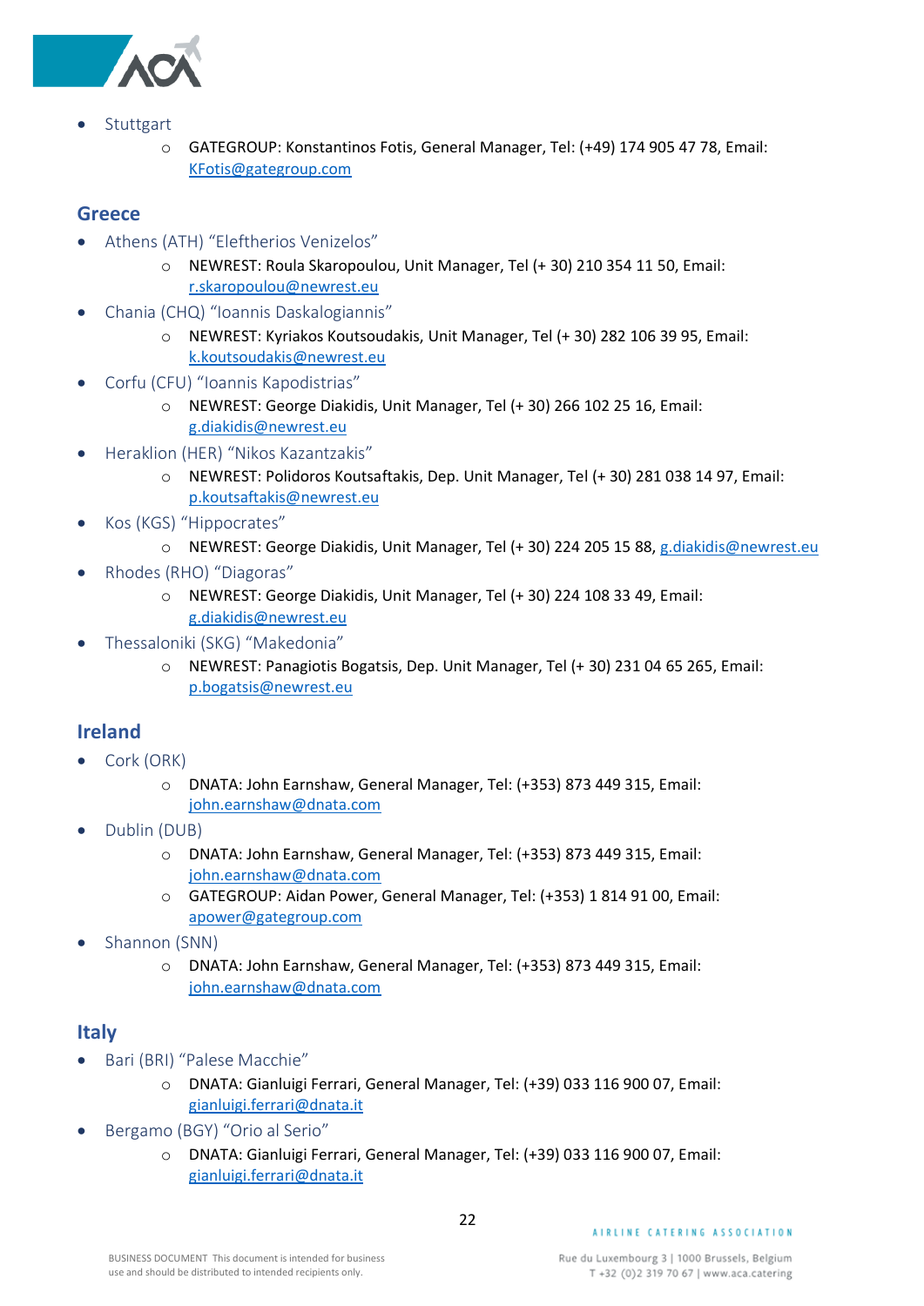- Stuttgart
  - GATEGROUP: Konstantinos Fotis, General Manager, Tel: (+49) 174 905 47 78, Email: KFotis@gategroup.com

## Greece

- Athens (ATH) “Eleftherios Venizelos”
  - NEWREST: Roula Skaropoulou, Unit Manager, Tel (+ 30) 210 354 11 50, Email: r.skaropoulou@newrest.eu
- Chania (CHQ) “Ioannis Daskalogiannis”
  - NEWREST: Kyriakos Koutsoudakis, Unit Manager, Tel (+ 30) 282 106 39 95, Email: k.koutsoudakis@newrest.eu
- Corfu (CFU) “Ioannis Kapodistrias”
  - NEWREST: George Diakidis, Unit Manager, Tel (+ 30) 266 102 25 16, Email: g.diakidis@newrest.eu
- Heraklion (HER) “Nikos Kazantzakis”
  - NEWREST: Polidoros Koutsaftakis, Dep. Unit Manager, Tel (+ 30) 281 038 14 97, Email: p.koutsaftakis@newrest.eu
- Kos (KGS) “Hippocrates”
  - NEWREST: George Diakidis, Unit Manager, Tel (+ 30) 224 205 15 88, g.diakidis@newrest.eu
- Rhodes (RHO) “Diagoras”
  - NEWREST: George Diakidis, Unit Manager, Tel (+ 30) 224 108 33 49, Email: g.diakidis@newrest.eu
- Thessaloniki (SKG) “Makedonia”
  - NEWREST: Panagiotis Bogatsis, Dep. Unit Manager, Tel (+ 30) 231 04 65 265, Email: p.bogatsis@newrest.eu

## Ireland

- Cork (ORK)
  - DNATA: John Earnshaw, General Manager, Tel: (+353) 873 449 315, Email: john.earnshaw@dnata.com
- Dublin (DUB)
  - DNATA: John Earnshaw, General Manager, Tel: (+353) 873 449 315, Email: john.earnshaw@dnata.com
  - GATEGROUP: Aidan Power, General Manager, Tel: (+353) 1 814 91 00, Email: apower@gategroup.com
- Shannon (SNN)
  - DNATA: John Earnshaw, General Manager, Tel: (+353) 873 449 315, Email: john.earnshaw@dnata.com

## Italy

- Bari (BRI) “Palese Macchie”
  - DNATA: Gianluigi Ferrari, General Manager, Tel: (+39) 033 116 900 07, Email: gianluigi.ferrari@dnata.it
- Bergamo (BGY) “Orio al Serio”
  - DNATA: Gianluigi Ferrari, General Manager, Tel: (+39) 033 116 900 07, Email: gianluigi.ferrari@dnata.it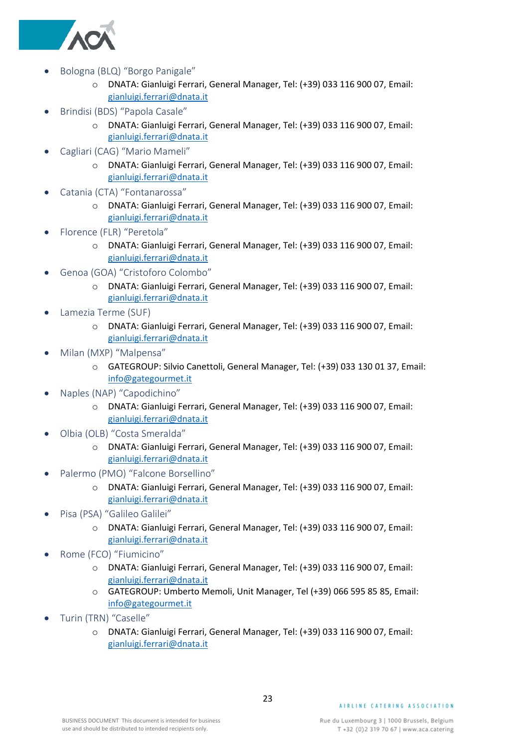- Bologna (BLQ) “Borgo Panigale”
  - DNATA: Gianluigi Ferrari, General Manager, Tel: (+39) 033 116 900 07, Email: gianluigi.ferrari@dnata.it
- Brindisi (BDS) “Papola Casale”
  - DNATA: Gianluigi Ferrari, General Manager, Tel: (+39) 033 116 900 07, Email: gianluigi.ferrari@dnata.it
- Cagliari (CAG) “Mario Mameli”
  - DNATA: Gianluigi Ferrari, General Manager, Tel: (+39) 033 116 900 07, Email: gianluigi.ferrari@dnata.it
- Catania (CTA) “Fontanarossa”
  - DNATA: Gianluigi Ferrari, General Manager, Tel: (+39) 033 116 900 07, Email: gianluigi.ferrari@dnata.it
- Florence (FLR) “Peretola”
  - DNATA: Gianluigi Ferrari, General Manager, Tel: (+39) 033 116 900 07, Email: gianluigi.ferrari@dnata.it
- Genoa (GOA) “Cristoforo Colombo”
  - DNATA: Gianluigi Ferrari, General Manager, Tel: (+39) 033 116 900 07, Email: gianluigi.ferrari@dnata.it
- Lamezia Terme (SUF)
  - DNATA: Gianluigi Ferrari, General Manager, Tel: (+39) 033 116 900 07, Email: gianluigi.ferrari@dnata.it
- Milan (MXP) “Malpensa”
  - GATEGROUP: Silvio Canettoli, General Manager, Tel: (+39) 033 130 01 37, Email: info@gategourmet.it
- Naples (NAP) “Capodichino”
  - DNATA: Gianluigi Ferrari, General Manager, Tel: (+39) 033 116 900 07, Email: gianluigi.ferrari@dnata.it
- Olbia (OLB) “Costa Smeralda”
  - DNATA: Gianluigi Ferrari, General Manager, Tel: (+39) 033 116 900 07, Email: gianluigi.ferrari@dnata.it
- Palermo (PMO) “Falcone Borsellino”
  - DNATA: Gianluigi Ferrari, General Manager, Tel: (+39) 033 116 900 07, Email: gianluigi.ferrari@dnata.it
- Pisa (PSA) “Galileo Galilei”
  - DNATA: Gianluigi Ferrari, General Manager, Tel: (+39) 033 116 900 07, Email: gianluigi.ferrari@dnata.it
- Rome (FCO) “Fiumicino”
  - DNATA: Gianluigi Ferrari, General Manager, Tel: (+39) 033 116 900 07, Email: gianluigi.ferrari@dnata.it
  - GATEGROUP: Umberto Memoli, Unit Manager, Tel (+39) 066 595 85 85, Email: info@gategourmet.it
- Turin (TRN) “Caselle”
  - DNATA: Gianluigi Ferrari, General Manager, Tel: (+39) 033 116 900 07, Email: gianluigi.ferrari@dnata.it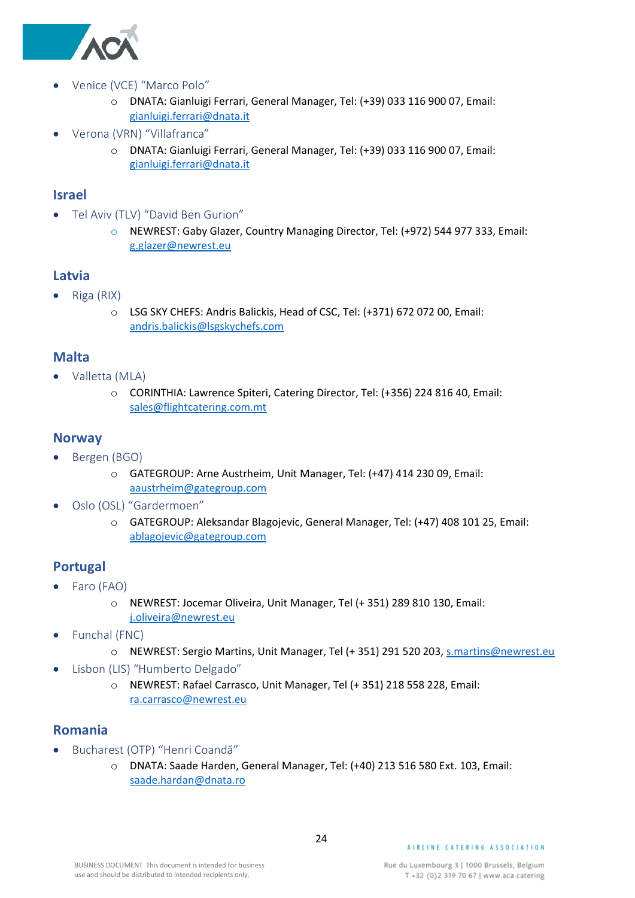- Venice (VCE) "Marco Polo"
    - DNATA: Gianluigi Ferrari, General Manager, Tel: (+39) 033 116 900 07, Email: gianluigi.ferrari@dnata.it
- Verona (VRN) "Villafranca"
    - DNATA: Gianluigi Ferrari, General Manager, Tel: (+39) 033 116 900 07, Email: gianluigi.ferrari@dnata.it

## Israel

- Tel Aviv (TLV) "David Ben Gurion"
    - NEWREST: Gaby Glazer, Country Managing Director, Tel: (+972) 544 977 333, Email: g.glazer@newrest.eu

## Latvia

- Riga (RIX)
    - LSG SKY CHEFS: Andris Balickis, Head of CSC, Tel: (+371) 672 072 00, Email: andris.balickis@lsgskychefs.com

## Malta

- Valletta (MLA)
    - CORINTHIA: Lawrence Spiteri, Catering Director, Tel: (+356) 224 816 40, Email: sales@flightcatering.com.mt

## Norway

- Bergen (BGO)
    - GATEGROUP: Arne Austrheim, Unit Manager, Tel: (+47) 414 230 09, Email: aaustrheim@gategroup.com
- Oslo (OSL) "Gardermoen"
    - GATEGROUP: Aleksandar Blagojevic, General Manager, Tel: (+47) 408 101 25, Email: ablagojevic@gategroup.com

## Portugal

- Faro (FAO)
    - NEWREST: Jocemar Oliveira, Unit Manager, Tel (+ 351) 289 810 130, Email: j.oliveira@newrest.eu
- Funchal (FNC)
    - NEWREST: Sergio Martins, Unit Manager, Tel (+ 351) 291 520 203, s.martins@newrest.eu
- Lisbon (LIS) "Humberto Delgado"
    - NEWREST: Rafael Carrasco, Unit Manager, Tel (+ 351) 218 558 228, Email: ra.carrasco@newrest.eu

## Romania

- Bucharest (OTP) "Henri Coandă"
    - DNATA: Saade Harden, General Manager, Tel: (+40) 213 516 580 Ext. 103, Email: saade.hardan@dnata.ro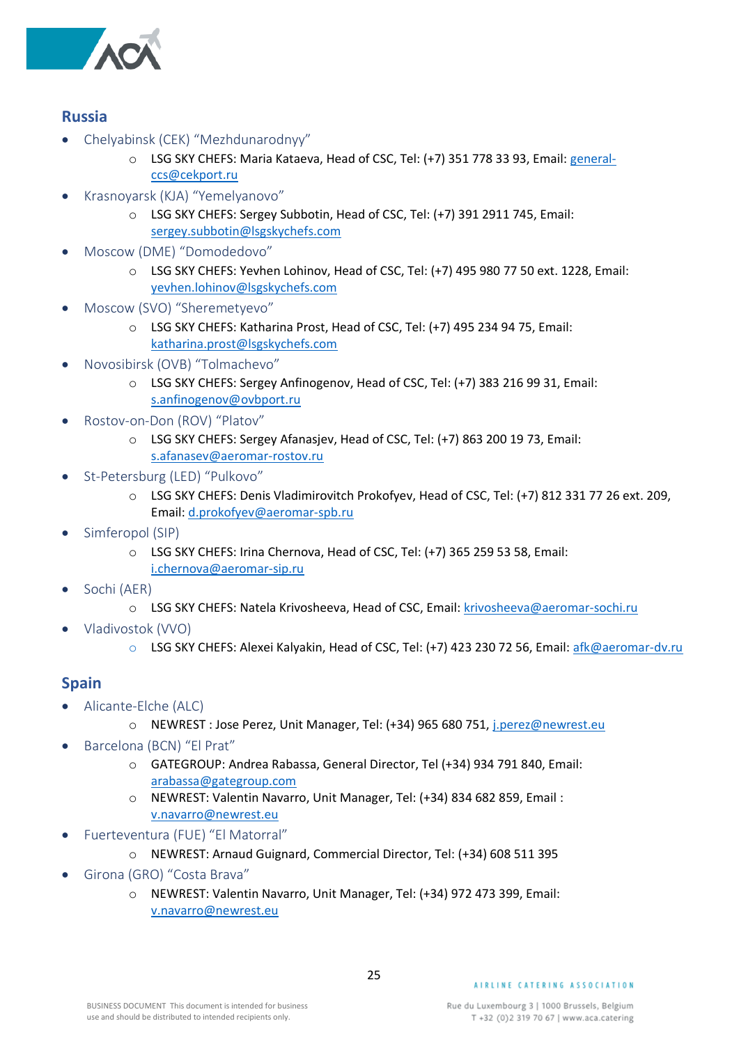## Russia

- Chelyabinsk (CEK) "Mezhdunarodnyy"
    - LSG SKY CHEFS: Maria Kataeva, Head of CSC, Tel: (+7) 351 778 33 93, Email: general-ccs@cekport.ru
- Krasnoyarsk (KJA) "Yemelyanovo"
    - LSG SKY CHEFS: Sergey Subbotin, Head of CSC, Tel: (+7) 391 2911 745, Email: sergey.subbotin@lsgskychefs.com
- Moscow (DME) "Domodedovo"
    - LSG SKY CHEFS: Yevhen Lohinov, Head of CSC, Tel: (+7) 495 980 77 50 ext. 1228, Email: yevhen.lohinov@lsgskychefs.com
- Moscow (SVO) "Sheremetyevo"
    - LSG SKY CHEFS: Katharina Prost, Head of CSC, Tel: (+7) 495 234 94 75, Email: katharina.prost@lsgskychefs.com
- Novosibirsk (OVB) "Tolmachevo"
    - LSG SKY CHEFS: Sergey Anfinogenov, Head of CSC, Tel: (+7) 383 216 99 31, Email: s.anfinogenov@ovbport.ru
- Rostov-on-Don (ROV) "Platov"
    - LSG SKY CHEFS: Sergey Afanasjev, Head of CSC, Tel: (+7) 863 200 19 73, Email: s.afanasev@aeromar-rostov.ru
- St-Petersburg (LED) "Pulkovo"
    - LSG SKY CHEFS: Denis Vladimirovitch Prokofyev, Head of CSC, Tel: (+7) 812 331 77 26 ext. 209, Email: d.prokofyev@aeromar-spb.ru
- Simferopol (SIP)
    - LSG SKY CHEFS: Irina Chernova, Head of CSC, Tel: (+7) 365 259 53 58, Email: i.chernova@aeromar-sip.ru
- Sochi (AER)
    - LSG SKY CHEFS: Natela Krivosheeva, Head of CSC, Email: krivosheeva@aeromar-sochi.ru
- Vladivostok (VVO)
    - LSG SKY CHEFS: Alexei Kalyakin, Head of CSC, Tel: (+7) 423 230 72 56, Email: afk@aeromar-dv.ru

## Spain

- Alicante-Elche (ALC)
    - NEWREST : Jose Perez, Unit Manager, Tel: (+34) 965 680 751, j.perez@newrest.eu
- Barcelona (BCN) "El Prat"
    - GATEGROUP: Andrea Rabassa, General Director, Tel (+34) 934 791 840, Email: arabassa@gategroup.com
    - NEWREST: Valentin Navarro, Unit Manager, Tel: (+34) 834 682 859, Email : v.navarro@newrest.eu
- Fuerteventura (FUE) "El Matorral"
    - NEWREST: Arnaud Guignard, Commercial Director, Tel: (+34) 608 511 395
- Girona (GRO) "Costa Brava"
    - NEWREST: Valentin Navarro, Unit Manager, Tel: (+34) 972 473 399, Email: v.navarro@newrest.eu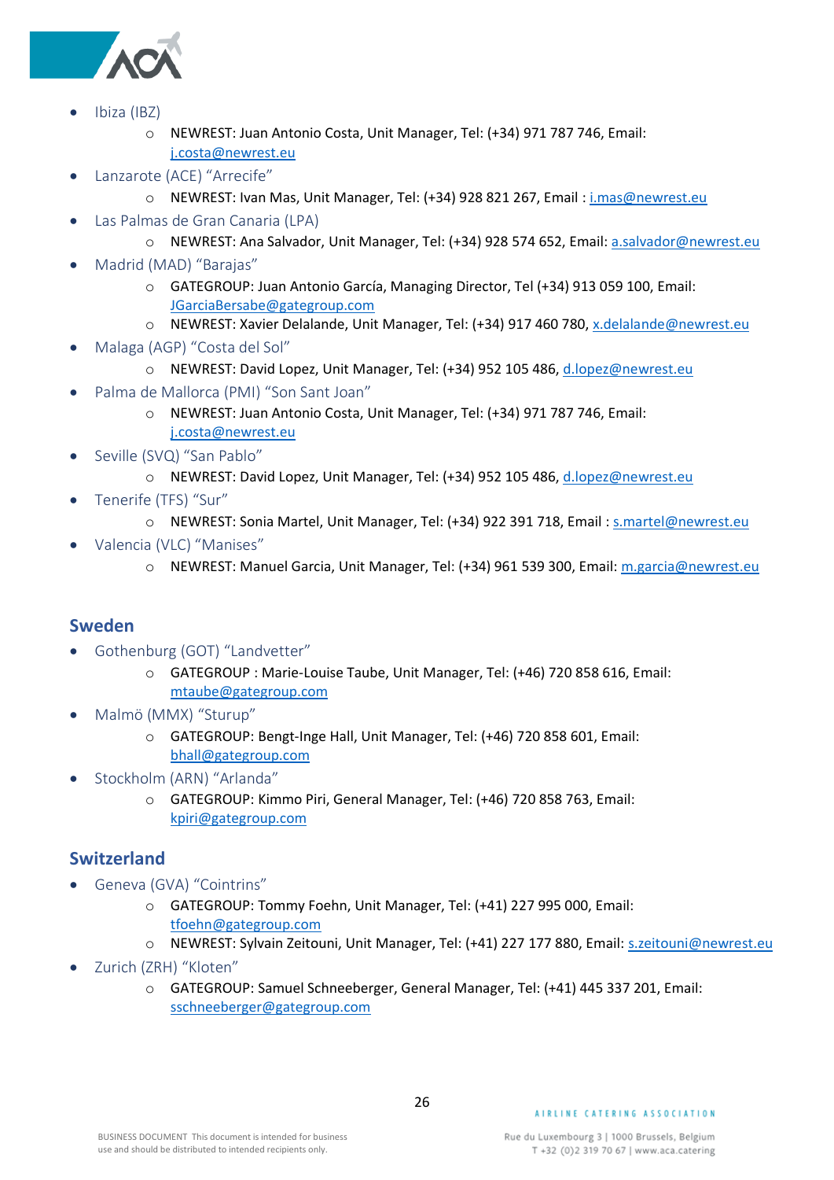- Ibiza (IBZ)
  - NEWREST: Juan Antonio Costa, Unit Manager, Tel: (+34) 971 787 746, Email: j.costa@newrest.eu
- Lanzarote (ACE) "Arrecife"
  - NEWREST: Ivan Mas, Unit Manager, Tel: (+34) 928 821 267, Email : i.mas@newrest.eu
- Las Palmas de Gran Canaria (LPA)
  - NEWREST: Ana Salvador, Unit Manager, Tel: (+34) 928 574 652, Email: a.salvador@newrest.eu
- Madrid (MAD) "Barajas"
  - GATEGROUP: Juan Antonio García, Managing Director, Tel (+34) 913 059 100, Email: JGarciaBersabe@gategroup.com
  - NEWREST: Xavier Delalande, Unit Manager, Tel: (+34) 917 460 780, x.delalande@newrest.eu
- Malaga (AGP) "Costa del Sol"
  - NEWREST: David Lopez, Unit Manager, Tel: (+34) 952 105 486, d.lopez@newrest.eu
- Palma de Mallorca (PMI) "Son Sant Joan"
  - NEWREST: Juan Antonio Costa, Unit Manager, Tel: (+34) 971 787 746, Email: j.costa@newrest.eu
- Seville (SVQ) "San Pablo"
  - NEWREST: David Lopez, Unit Manager, Tel: (+34) 952 105 486, d.lopez@newrest.eu
- Tenerife (TFS) "Sur"
  - NEWREST: Sonia Martel, Unit Manager, Tel: (+34) 922 391 718, Email : s.martel@newrest.eu
- Valencia (VLC) "Manises"
  - NEWREST: Manuel Garcia, Unit Manager, Tel: (+34) 961 539 300, Email: m.garcia@newrest.eu

## Sweden

- Gothenburg (GOT) "Landvetter"
  - GATEGROUP : Marie-Louise Taube, Unit Manager, Tel: (+46) 720 858 616, Email: mtaube@gategroup.com
- Malmö (MMX) "Sturup"
  - GATEGROUP: Bengt-Inge Hall, Unit Manager, Tel: (+46) 720 858 601, Email: bhall@gategroup.com
- Stockholm (ARN) "Arlanda"
  - GATEGROUP: Kimmo Piri, General Manager, Tel: (+46) 720 858 763, Email: kpiri@gategroup.com

## Switzerland

- Geneva (GVA) "Cointrins"
  - GATEGROUP: Tommy Foehn, Unit Manager, Tel: (+41) 227 995 000, Email: tfoehn@gategroup.com
  - NEWREST: Sylvain Zeitouni, Unit Manager, Tel: (+41) 227 177 880, Email: s.zeitouni@newrest.eu
- Zurich (ZRH) "Kloten"
  - GATEGROUP: Samuel Schneeberger, General Manager, Tel: (+41) 445 337 201, Email: sschneeberger@gategroup.com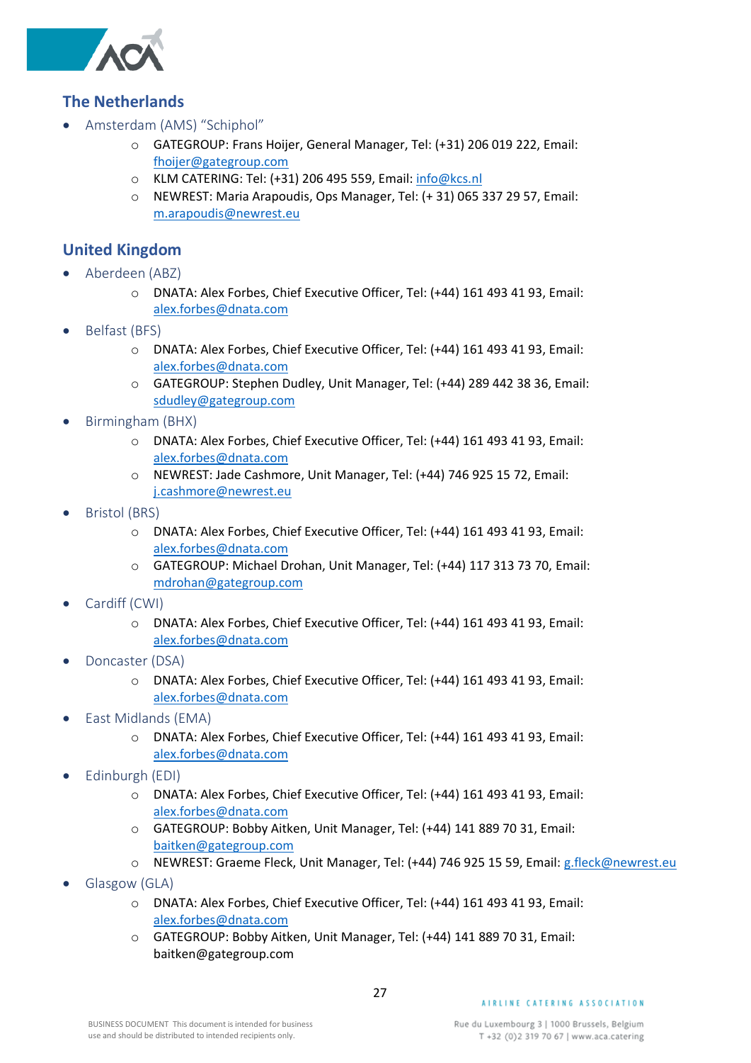## The Netherlands

- Amsterdam (AMS) "Schiphol"
  - GATEGROUP: Frans Hoijer, General Manager, Tel: (+31) 206 019 222, Email: fhoijer@gategroup.com
  - KLM CATERING: Tel: (+31) 206 495 559, Email: info@kcs.nl
  - NEWREST: Maria Arapoudis, Ops Manager, Tel: (+ 31) 065 337 29 57, Email: m.arapoudis@newrest.eu

## United Kingdom

- Aberdeen (ABZ)
  - DNATA: Alex Forbes, Chief Executive Officer, Tel: (+44) 161 493 41 93, Email: alex.forbes@dnata.com
- Belfast (BFS)
  - DNATA: Alex Forbes, Chief Executive Officer, Tel: (+44) 161 493 41 93, Email: alex.forbes@dnata.com
  - GATEGROUP: Stephen Dudley, Unit Manager, Tel: (+44) 289 442 38 36, Email: sdudley@gategroup.com
- Birmingham (BHX)
  - DNATA: Alex Forbes, Chief Executive Officer, Tel: (+44) 161 493 41 93, Email: alex.forbes@dnata.com
  - NEWREST: Jade Cashmore, Unit Manager, Tel: (+44) 746 925 15 72, Email: j.cashmore@newrest.eu
- Bristol (BRS)
  - DNATA: Alex Forbes, Chief Executive Officer, Tel: (+44) 161 493 41 93, Email: alex.forbes@dnata.com
  - GATEGROUP: Michael Drohan, Unit Manager, Tel: (+44) 117 313 73 70, Email: mdrohan@gategroup.com
- Cardiff (CWI)
  - DNATA: Alex Forbes, Chief Executive Officer, Tel: (+44) 161 493 41 93, Email: alex.forbes@dnata.com
- Doncaster (DSA)
  - DNATA: Alex Forbes, Chief Executive Officer, Tel: (+44) 161 493 41 93, Email: alex.forbes@dnata.com
- East Midlands (EMA)
  - DNATA: Alex Forbes, Chief Executive Officer, Tel: (+44) 161 493 41 93, Email: alex.forbes@dnata.com
- Edinburgh (EDI)
  - DNATA: Alex Forbes, Chief Executive Officer, Tel: (+44) 161 493 41 93, Email: alex.forbes@dnata.com
  - GATEGROUP: Bobby Aitken, Unit Manager, Tel: (+44) 141 889 70 31, Email: baitken@gategroup.com
  - NEWREST: Graeme Fleck, Unit Manager, Tel: (+44) 746 925 15 59, Email: g.fleck@newrest.eu
- Glasgow (GLA)
  - DNATA: Alex Forbes, Chief Executive Officer, Tel: (+44) 161 493 41 93, Email: alex.forbes@dnata.com
  - GATEGROUP: Bobby Aitken, Unit Manager, Tel: (+44) 141 889 70 31, Email: baitken@gategroup.com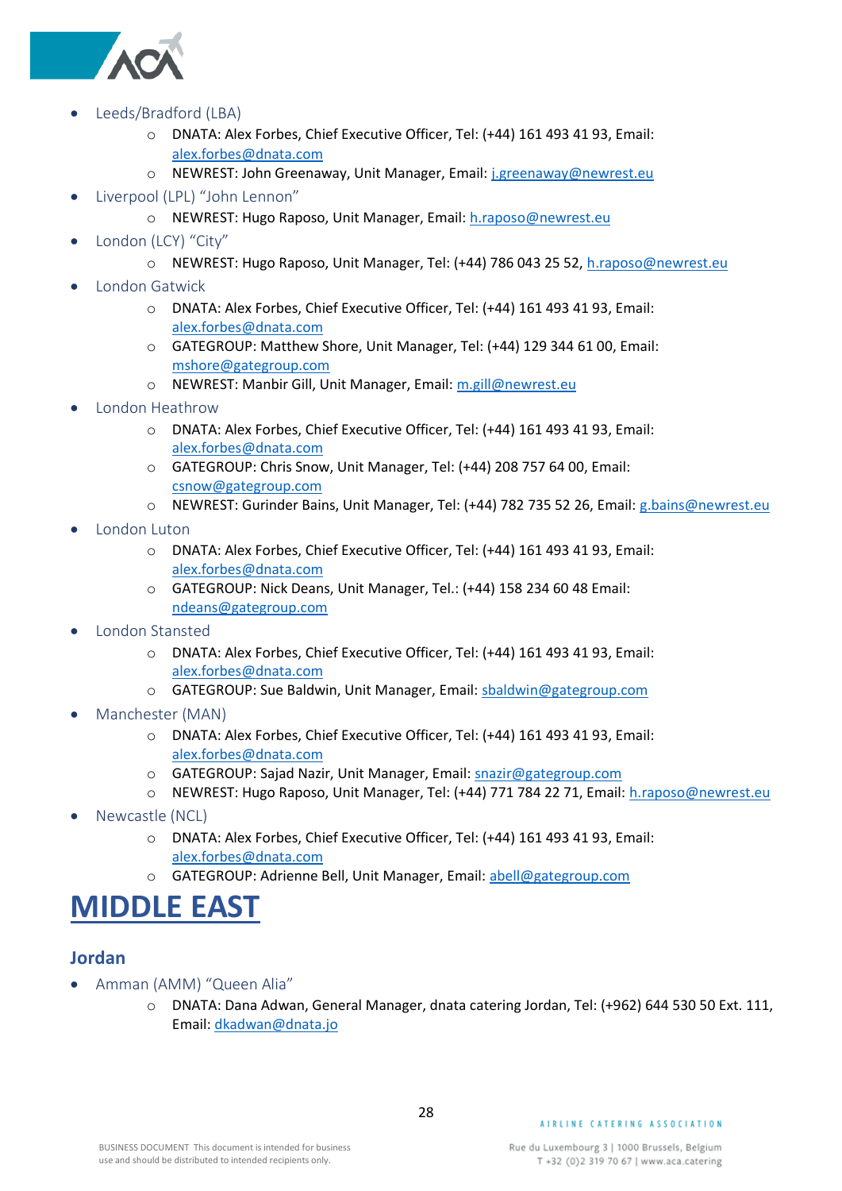- Leeds/Bradford (LBA)
    - DNATA: Alex Forbes, Chief Executive Officer, Tel: (+44) 161 493 41 93, Email: alex.forbes@dnata.com
    - NEWREST: John Greenaway, Unit Manager, Email: j.greenaway@newrest.eu
- Liverpool (LPL) "John Lennon"
    - NEWREST: Hugo Raposo, Unit Manager, Email: h.raposo@newrest.eu
- London (LCY) "City"
    - NEWREST: Hugo Raposo, Unit Manager, Tel: (+44) 786 043 25 52, h.raposo@newrest.eu
- London Gatwick
    - DNATA: Alex Forbes, Chief Executive Officer, Tel: (+44) 161 493 41 93, Email: alex.forbes@dnata.com
    - GATEGROUP: Matthew Shore, Unit Manager, Tel: (+44) 129 344 61 00, Email: mshore@gategroup.com
    - NEWREST: Manbir Gill, Unit Manager, Email: m.gill@newrest.eu
- London Heathrow
    - DNATA: Alex Forbes, Chief Executive Officer, Tel: (+44) 161 493 41 93, Email: alex.forbes@dnata.com
    - GATEGROUP: Chris Snow, Unit Manager, Tel: (+44) 208 757 64 00, Email: csnow@gategroup.com
    - NEWREST: Gurinder Bains, Unit Manager, Tel: (+44) 782 735 52 26, Email: g.bains@newrest.eu
- London Luton
    - DNATA: Alex Forbes, Chief Executive Officer, Tel: (+44) 161 493 41 93, Email: alex.forbes@dnata.com
    - GATEGROUP: Nick Deans, Unit Manager, Tel.: (+44) 158 234 60 48 Email: ndeans@gategroup.com
- London Stansted
    - DNATA: Alex Forbes, Chief Executive Officer, Tel: (+44) 161 493 41 93, Email: alex.forbes@dnata.com
    - GATEGROUP: Sue Baldwin, Unit Manager, Email: sbaldwin@gategroup.com
- Manchester (MAN)
    - DNATA: Alex Forbes, Chief Executive Officer, Tel: (+44) 161 493 41 93, Email: alex.forbes@dnata.com
    - GATEGROUP: Sajad Nazir, Unit Manager, Email: snazir@gategroup.com
    - NEWREST: Hugo Raposo, Unit Manager, Tel: (+44) 771 784 22 71, Email: h.raposo@newrest.eu
- Newcastle (NCL)
    - DNATA: Alex Forbes, Chief Executive Officer, Tel: (+44) 161 493 41 93, Email: alex.forbes@dnata.com
    - GATEGROUP: Adrienne Bell, Unit Manager, Email: abell@gategroup.com

# MIDDLE EAST

## Jordan

- Amman (AMM) "Queen Alia"
    - DNATA: Dana Adwan, General Manager, dnata catering Jordan, Tel: (+962) 644 530 50 Ext. 111, Email: dkadwan@dnata.jo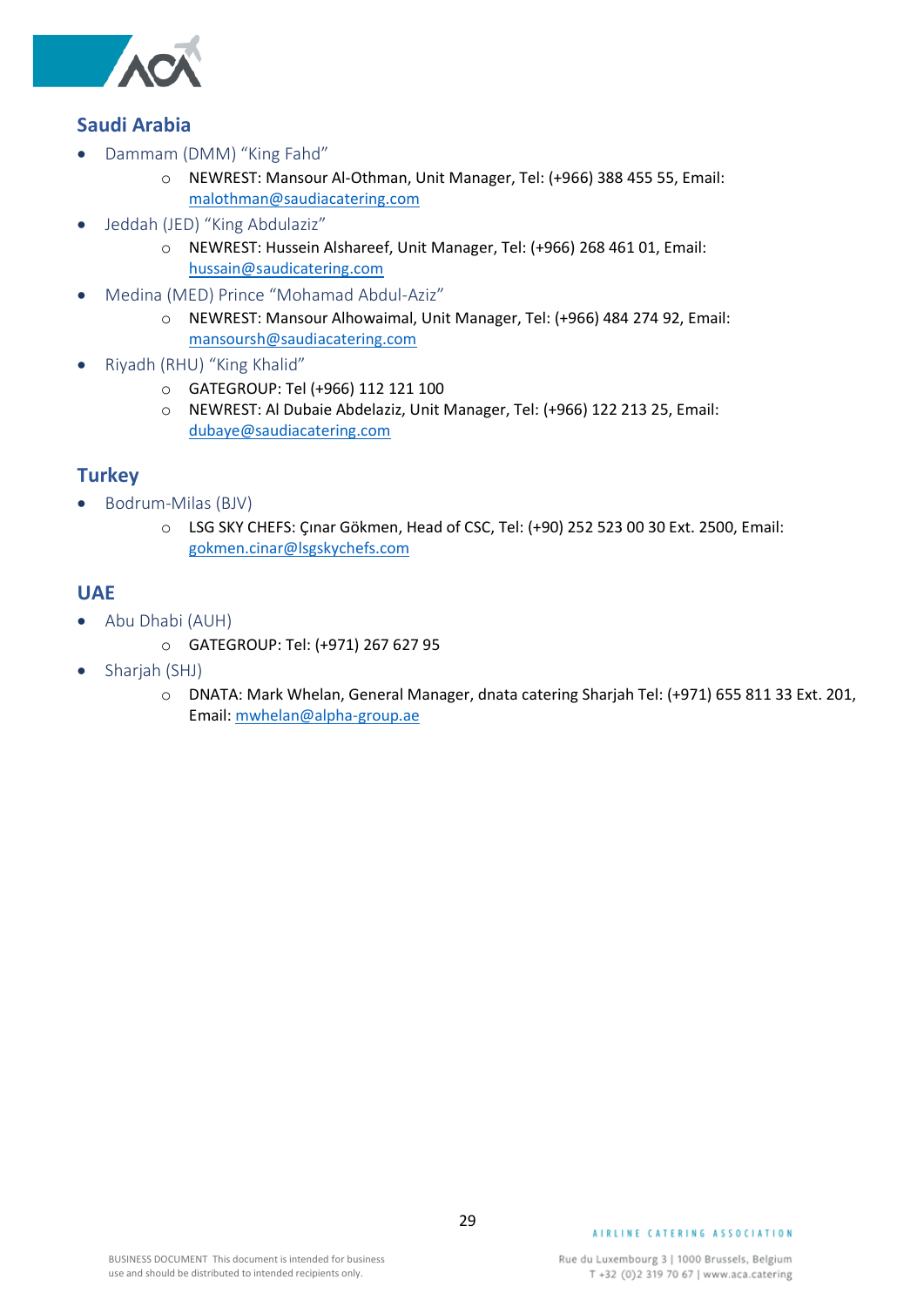## Saudi Arabia

- Dammam (DMM) “King Fahd”
  - NEWREST: Mansour Al-Othman, Unit Manager, Tel: (+966) 388 455 55, Email: malothman@saudiacatering.com
- Jeddah (JED) “King Abdulaziz”
  - NEWREST: Hussein Alshareef, Unit Manager, Tel: (+966) 268 461 01, Email: hussain@saudicatering.com
- Medina (MED) Prince “Mohamad Abdul-Aziz”
  - NEWREST: Mansour Alhowaimal, Unit Manager, Tel: (+966) 484 274 92, Email: mansoursh@saudiacatering.com
- Riyadh (RHU) “King Khalid”
  - GATEGROUP: Tel (+966) 112 121 100
  - NEWREST: Al Dubaie Abdelaziz, Unit Manager, Tel: (+966) 122 213 25, Email: dubaye@saudiacatering.com

## Turkey

- Bodrum-Milas (BJV)
  - LSG SKY CHEFS: Çınar Gökmen, Head of CSC, Tel: (+90) 252 523 00 30 Ext. 2500, Email: gokmen.cinar@lsgskychefs.com

## UAE

- Abu Dhabi (AUH)
  - GATEGROUP: Tel: (+971) 267 627 95
- Sharjah (SHJ)
  - DNATA: Mark Whelan, General Manager, dnata catering Sharjah Tel: (+971) 655 811 33 Ext. 201, Email: mwhelan@alpha-group.ae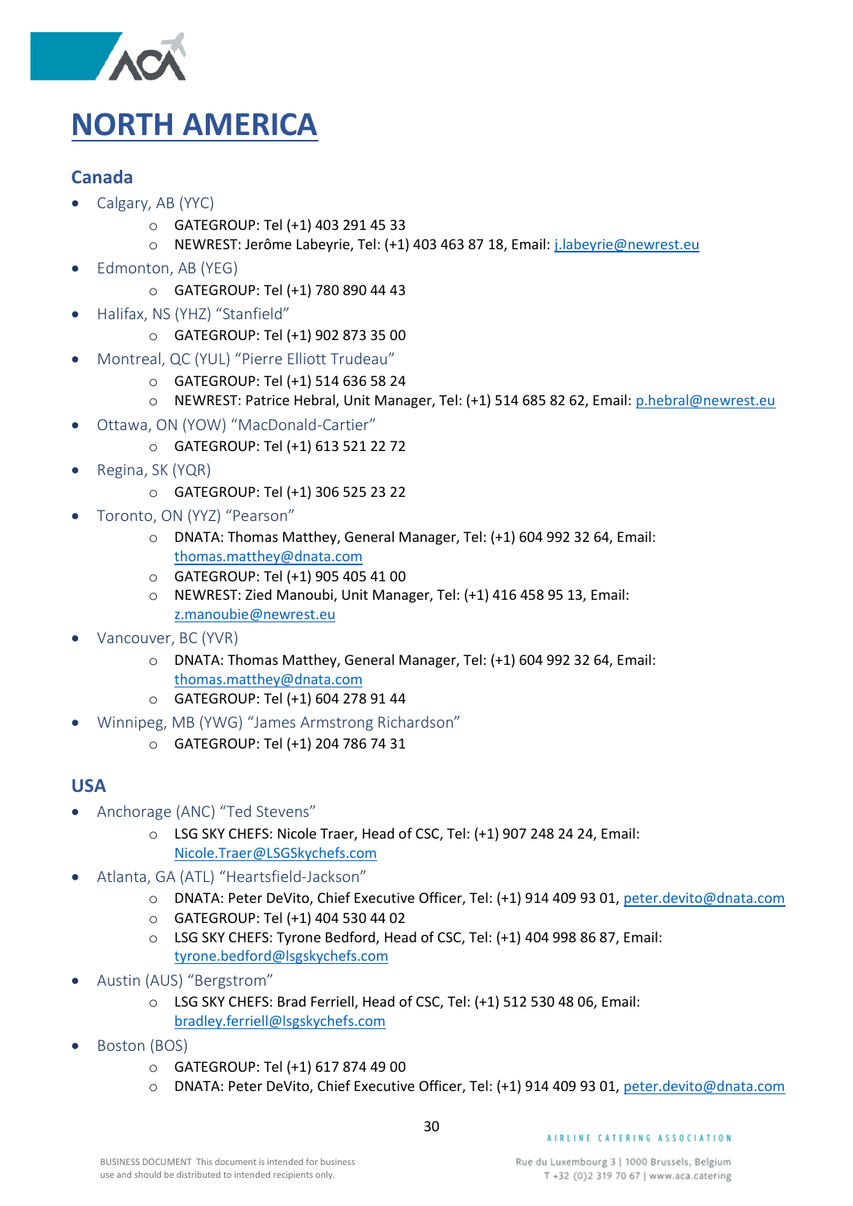# NORTH AMERICA

## Canada

- Calgary, AB (YYC)
    - GATEGROUP: Tel (+1) 403 291 45 33
    - NEWREST: Jerôme Labeyrie, Tel: (+1) 403 463 87 18, Email: j.labeyrie@newrest.eu
- Edmonton, AB (YEG)
    - GATEGROUP: Tel (+1) 780 890 44 43
- Halifax, NS (YHZ) "Stanfield"
    - GATEGROUP: Tel (+1) 902 873 35 00
- Montreal, QC (YUL) "Pierre Elliott Trudeau"
    - GATEGROUP: Tel (+1) 514 636 58 24
    - NEWREST: Patrice Hebral, Unit Manager, Tel: (+1) 514 685 82 62, Email: p.hebral@newrest.eu
- Ottawa, ON (YOW) "MacDonald-Cartier"
    - GATEGROUP: Tel (+1) 613 521 22 72
- Regina, SK (YQR)
    - GATEGROUP: Tel (+1) 306 525 23 22
- Toronto, ON (YYZ) "Pearson"
    - DNATA: Thomas Matthey, General Manager, Tel: (+1) 604 992 32 64, Email: thomas.matthey@dnata.com
    - GATEGROUP: Tel (+1) 905 405 41 00
    - NEWREST: Zied Manoubi, Unit Manager, Tel: (+1) 416 458 95 13, Email: z.manoubie@newrest.eu
- Vancouver, BC (YVR)
    - DNATA: Thomas Matthey, General Manager, Tel: (+1) 604 992 32 64, Email: thomas.matthey@dnata.com
    - GATEGROUP: Tel (+1) 604 278 91 44
- Winnipeg, MB (YWG) "James Armstrong Richardson"
    - GATEGROUP: Tel (+1) 204 786 74 31

## USA

- Anchorage (ANC) "Ted Stevens"
    - LSG SKY CHEFS: Nicole Traer, Head of CSC, Tel: (+1) 907 248 24 24, Email: Nicole.Traer@LSGSkychefs.com
- Atlanta, GA (ATL) "Heartsfield-Jackson"
    - DNATA: Peter DeVito, Chief Executive Officer, Tel: (+1) 914 409 93 01, peter.devito@dnata.com
    - GATEGROUP: Tel (+1) 404 530 44 02
    - LSG SKY CHEFS: Tyrone Bedford, Head of CSC, Tel: (+1) 404 998 86 87, Email: tyrone.bedford@lsgskychefs.com
- Austin (AUS) "Bergstrom"
    - LSG SKY CHEFS: Brad Ferriell, Head of CSC, Tel: (+1) 512 530 48 06, Email: bradley.ferriell@lsgskychefs.com
- Boston (BOS)
    - GATEGROUP: Tel (+1) 617 874 49 00
    - DNATA: Peter DeVito, Chief Executive Officer, Tel: (+1) 914 409 93 01, peter.devito@dnata.com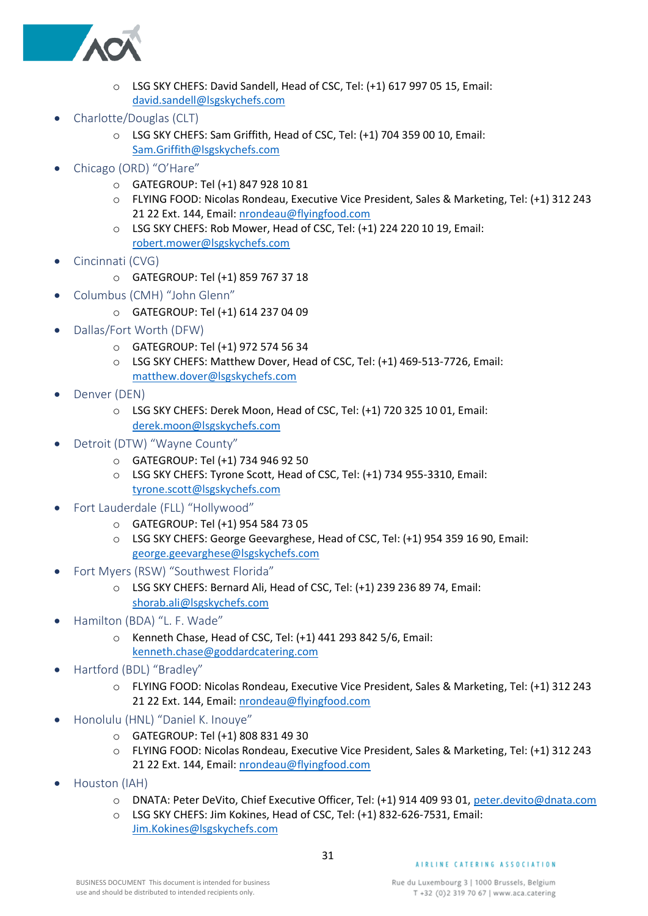- LSG SKY CHEFS: David Sandell, Head of CSC, Tel: (+1) 617 997 05 15, Email: david.sandell@lsgskychefs.com
- Charlotte/Douglas (CLT)
  - LSG SKY CHEFS: Sam Griffith, Head of CSC, Tel: (+1) 704 359 00 10, Email: Sam.Griffith@lsgskychefs.com
- Chicago (ORD) “O’Hare”
  - GATEGROUP: Tel (+1) 847 928 10 81
  - FLYING FOOD: Nicolas Rondeau, Executive Vice President, Sales & Marketing, Tel: (+1) 312 243 21 22 Ext. 144, Email: nrondeau@flyingfood.com
  - LSG SKY CHEFS: Rob Mower, Head of CSC, Tel: (+1) 224 220 10 19, Email: robert.mower@lsgskychefs.com
- Cincinnati (CVG)
  - GATEGROUP: Tel (+1) 859 767 37 18
- Columbus (CMH) “John Glenn”
  - GATEGROUP: Tel (+1) 614 237 04 09
- Dallas/Fort Worth (DFW)
  - GATEGROUP: Tel (+1) 972 574 56 34
  - LSG SKY CHEFS: Matthew Dover, Head of CSC, Tel: (+1) 469-513-7726, Email: matthew.dover@lsgskychefs.com
- Denver (DEN)
  - LSG SKY CHEFS: Derek Moon, Head of CSC, Tel: (+1) 720 325 10 01, Email: derek.moon@lsgskychefs.com
- Detroit (DTW) “Wayne County”
  - GATEGROUP: Tel (+1) 734 946 92 50
  - LSG SKY CHEFS: Tyrone Scott, Head of CSC, Tel: (+1) 734 955-3310, Email: tyrone.scott@lsgskychefs.com
- Fort Lauderdale (FLL) “Hollywood”
  - GATEGROUP: Tel (+1) 954 584 73 05
  - LSG SKY CHEFS: George Geevarghese, Head of CSC, Tel: (+1) 954 359 16 90, Email: george.geevarghese@lsgskychefs.com
- Fort Myers (RSW) “Southwest Florida”
  - LSG SKY CHEFS: Bernard Ali, Head of CSC, Tel: (+1) 239 236 89 74, Email: shorab.ali@lsgskychefs.com
- Hamilton (BDA) “L. F. Wade”
  - Kenneth Chase, Head of CSC, Tel: (+1) 441 293 842 5/6, Email: kenneth.chase@goddardcatering.com
- Hartford (BDL) “Bradley”
  - FLYING FOOD: Nicolas Rondeau, Executive Vice President, Sales & Marketing, Tel: (+1) 312 243 21 22 Ext. 144, Email: nrondeau@flyingfood.com
- Honolulu (HNL) “Daniel K. Inouye”
  - GATEGROUP: Tel (+1) 808 831 49 30
  - FLYING FOOD: Nicolas Rondeau, Executive Vice President, Sales & Marketing, Tel: (+1) 312 243 21 22 Ext. 144, Email: nrondeau@flyingfood.com
- Houston (IAH)
  - DNATA: Peter DeVito, Chief Executive Officer, Tel: (+1) 914 409 93 01, peter.devito@dnata.com
  - LSG SKY CHEFS: Jim Kokines, Head of CSC, Tel: (+1) 832-626-7531, Email: Jim.Kokines@lsgskychefs.com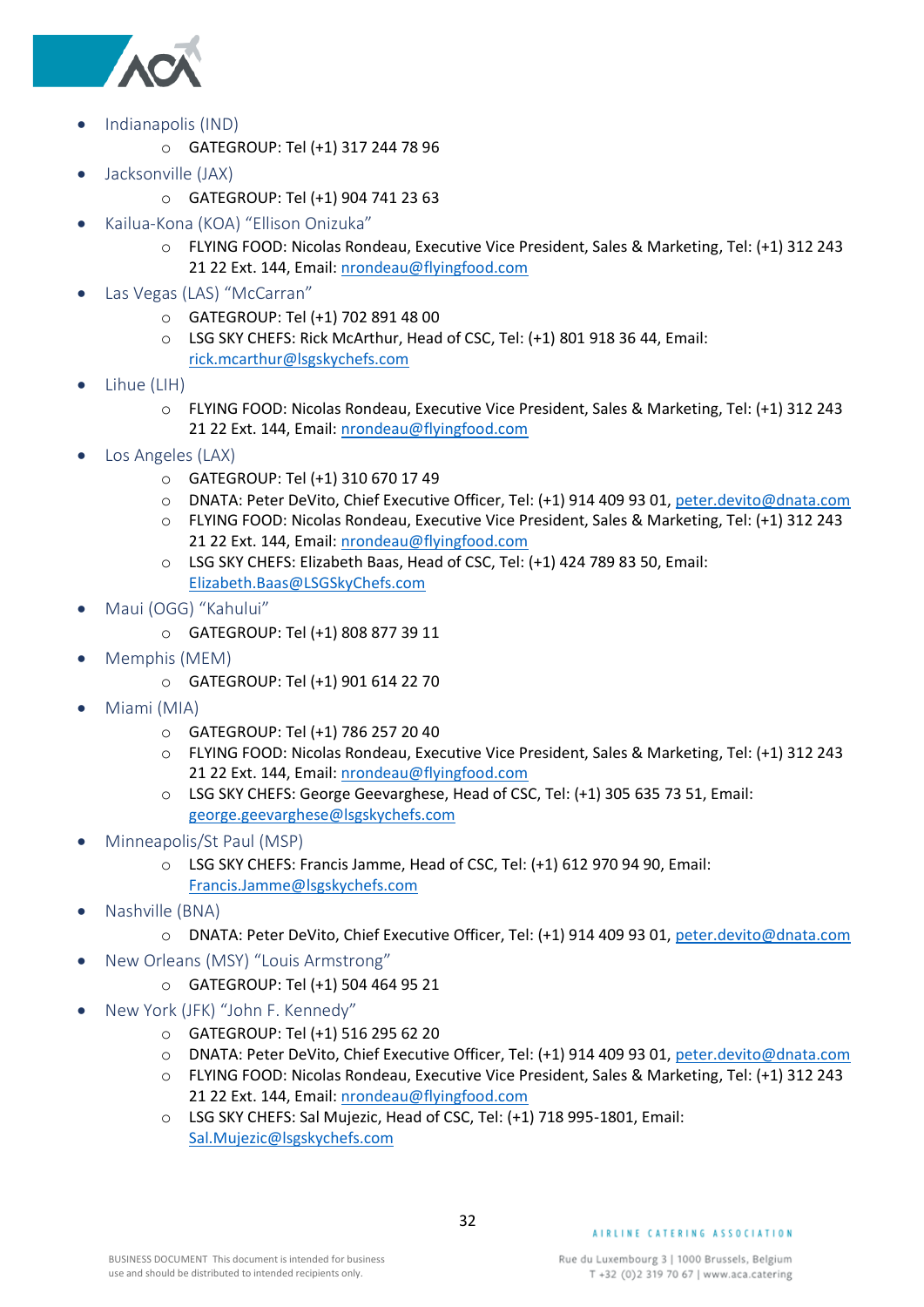- Indianapolis (IND)
    - GATEGROUP: Tel (+1) 317 244 78 96
- Jacksonville (JAX)
    - GATEGROUP: Tel (+1) 904 741 23 63
- Kailua-Kona (KOA) “Ellison Onizuka”
    - FLYING FOOD: Nicolas Rondeau, Executive Vice President, Sales & Marketing, Tel: (+1) 312 243 21 22 Ext. 144, Email: nrondeau@flyingfood.com
- Las Vegas (LAS) “McCarran”
    - GATEGROUP: Tel (+1) 702 891 48 00
    - LSG SKY CHEFS: Rick McArthur, Head of CSC, Tel: (+1) 801 918 36 44, Email: rick.mcarthur@lsgskychefs.com
- Lihue (LIH)
    - FLYING FOOD: Nicolas Rondeau, Executive Vice President, Sales & Marketing, Tel: (+1) 312 243 21 22 Ext. 144, Email: nrondeau@flyingfood.com
- Los Angeles (LAX)
    - GATEGROUP: Tel (+1) 310 670 17 49
    - DNATA: Peter DeVito, Chief Executive Officer, Tel: (+1) 914 409 93 01, peter.devito@dnata.com
    - FLYING FOOD: Nicolas Rondeau, Executive Vice President, Sales & Marketing, Tel: (+1) 312 243 21 22 Ext. 144, Email: nrondeau@flyingfood.com
    - LSG SKY CHEFS: Elizabeth Baas, Head of CSC, Tel: (+1) 424 789 83 50, Email: Elizabeth.Baas@LSGSkyChefs.com
- Maui (OGG) “Kahului”
    - GATEGROUP: Tel (+1) 808 877 39 11
- Memphis (MEM)
    - GATEGROUP: Tel (+1) 901 614 22 70
- Miami (MIA)
    - GATEGROUP: Tel (+1) 786 257 20 40
    - FLYING FOOD: Nicolas Rondeau, Executive Vice President, Sales & Marketing, Tel: (+1) 312 243 21 22 Ext. 144, Email: nrondeau@flyingfood.com
    - LSG SKY CHEFS: George Geevarghese, Head of CSC, Tel: (+1) 305 635 73 51, Email: george.geevarghese@lsgskychefs.com
- Minneapolis/St Paul (MSP)
    - LSG SKY CHEFS: Francis Jamme, Head of CSC, Tel: (+1) 612 970 94 90, Email: Francis.Jamme@lsgskychefs.com
- Nashville (BNA)
    - DNATA: Peter DeVito, Chief Executive Officer, Tel: (+1) 914 409 93 01, peter.devito@dnata.com
- New Orleans (MSY) “Louis Armstrong”
    - GATEGROUP: Tel (+1) 504 464 95 21
- New York (JFK) “John F. Kennedy”
    - GATEGROUP: Tel (+1) 516 295 62 20
    - DNATA: Peter DeVito, Chief Executive Officer, Tel: (+1) 914 409 93 01, peter.devito@dnata.com
    - FLYING FOOD: Nicolas Rondeau, Executive Vice President, Sales & Marketing, Tel: (+1) 312 243 21 22 Ext. 144, Email: nrondeau@flyingfood.com
    - LSG SKY CHEFS: Sal Mujezic, Head of CSC, Tel: (+1) 718 995-1801, Email: Sal.Mujezic@lsgskychefs.com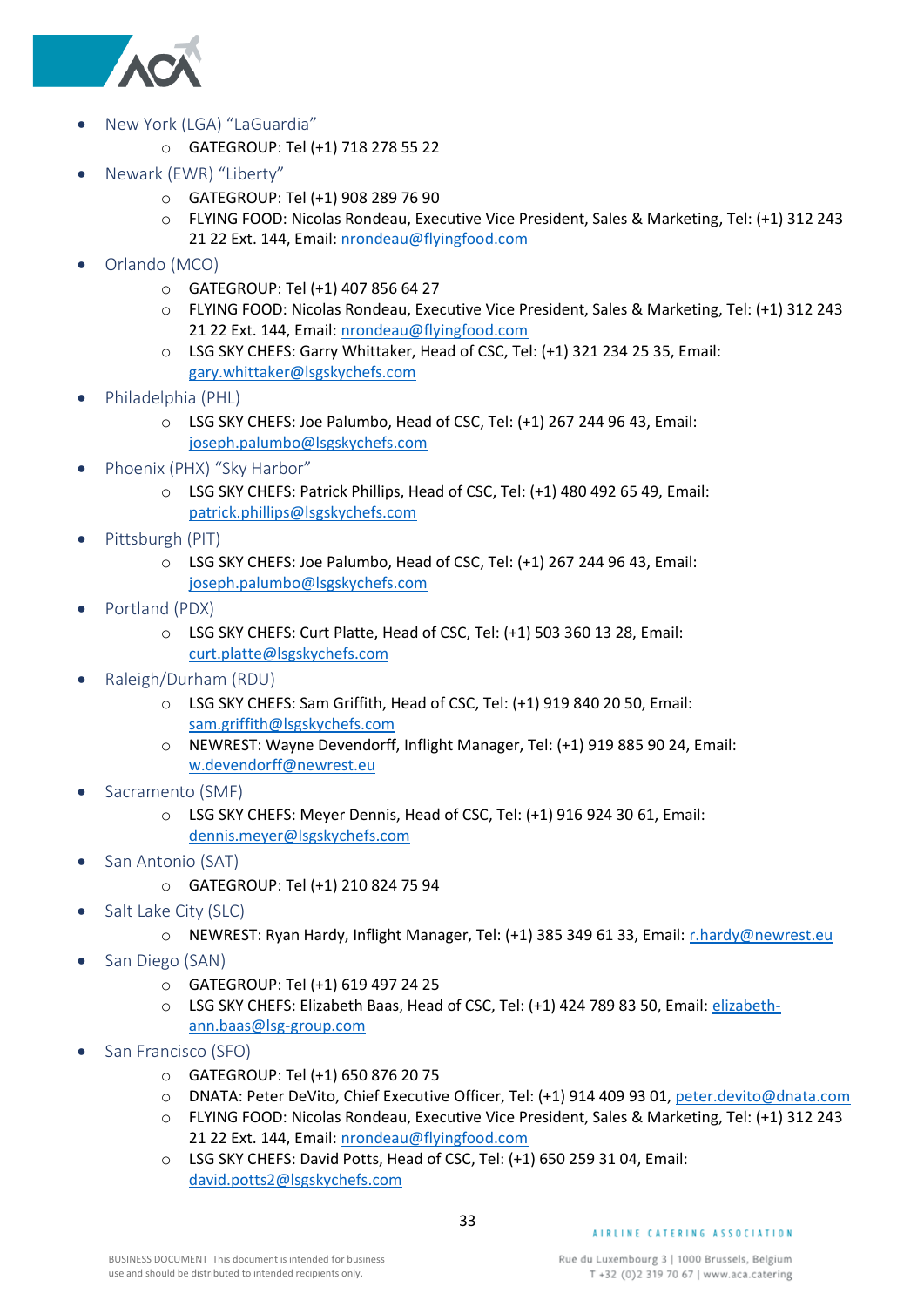- New York (LGA) "LaGuardia"
  - GATEGROUP: Tel (+1) 718 278 55 22
- Newark (EWR) "Liberty"
  - GATEGROUP: Tel (+1) 908 289 76 90
  - FLYING FOOD: Nicolas Rondeau, Executive Vice President, Sales & Marketing, Tel: (+1) 312 243 21 22 Ext. 144, Email: nrondeau@flyingfood.com
- Orlando (MCO)
  - GATEGROUP: Tel (+1) 407 856 64 27
  - FLYING FOOD: Nicolas Rondeau, Executive Vice President, Sales & Marketing, Tel: (+1) 312 243 21 22 Ext. 144, Email: nrondeau@flyingfood.com
  - LSG SKY CHEFS: Garry Whittaker, Head of CSC, Tel: (+1) 321 234 25 35, Email: gary.whittaker@lsgskychefs.com
- Philadelphia (PHL)
  - LSG SKY CHEFS: Joe Palumbo, Head of CSC, Tel: (+1) 267 244 96 43, Email: joseph.palumbo@lsgskychefs.com
- Phoenix (PHX) "Sky Harbor"
  - LSG SKY CHEFS: Patrick Phillips, Head of CSC, Tel: (+1) 480 492 65 49, Email: patrick.phillips@lsgskychefs.com
- Pittsburgh (PIT)
  - LSG SKY CHEFS: Joe Palumbo, Head of CSC, Tel: (+1) 267 244 96 43, Email: joseph.palumbo@lsgskychefs.com
- Portland (PDX)
  - LSG SKY CHEFS: Curt Platte, Head of CSC, Tel: (+1) 503 360 13 28, Email: curt.platte@lsgskychefs.com
- Raleigh/Durham (RDU)
  - LSG SKY CHEFS: Sam Griffith, Head of CSC, Tel: (+1) 919 840 20 50, Email: sam.griffith@lsgskychefs.com
  - NEWREST: Wayne Devendorff, Inflight Manager, Tel: (+1) 919 885 90 24, Email: w.devendorff@newrest.eu
- Sacramento (SMF)
  - LSG SKY CHEFS: Meyer Dennis, Head of CSC, Tel: (+1) 916 924 30 61, Email: dennis.meyer@lsgskychefs.com
- San Antonio (SAT)
  - GATEGROUP: Tel (+1) 210 824 75 94
- Salt Lake City (SLC)
  - NEWREST: Ryan Hardy, Inflight Manager, Tel: (+1) 385 349 61 33, Email: r.hardy@newrest.eu
- San Diego (SAN)
  - GATEGROUP: Tel (+1) 619 497 24 25
  - LSG SKY CHEFS: Elizabeth Baas, Head of CSC, Tel: (+1) 424 789 83 50, Email: elizabeth-ann.baas@lsg-group.com
- San Francisco (SFO)
  - GATEGROUP: Tel (+1) 650 876 20 75
  - DNATA: Peter DeVito, Chief Executive Officer, Tel: (+1) 914 409 93 01, peter.devito@dnata.com
  - FLYING FOOD: Nicolas Rondeau, Executive Vice President, Sales & Marketing, Tel: (+1) 312 243 21 22 Ext. 144, Email: nrondeau@flyingfood.com
  - LSG SKY CHEFS: David Potts, Head of CSC, Tel: (+1) 650 259 31 04, Email: david.potts2@lsgskychefs.com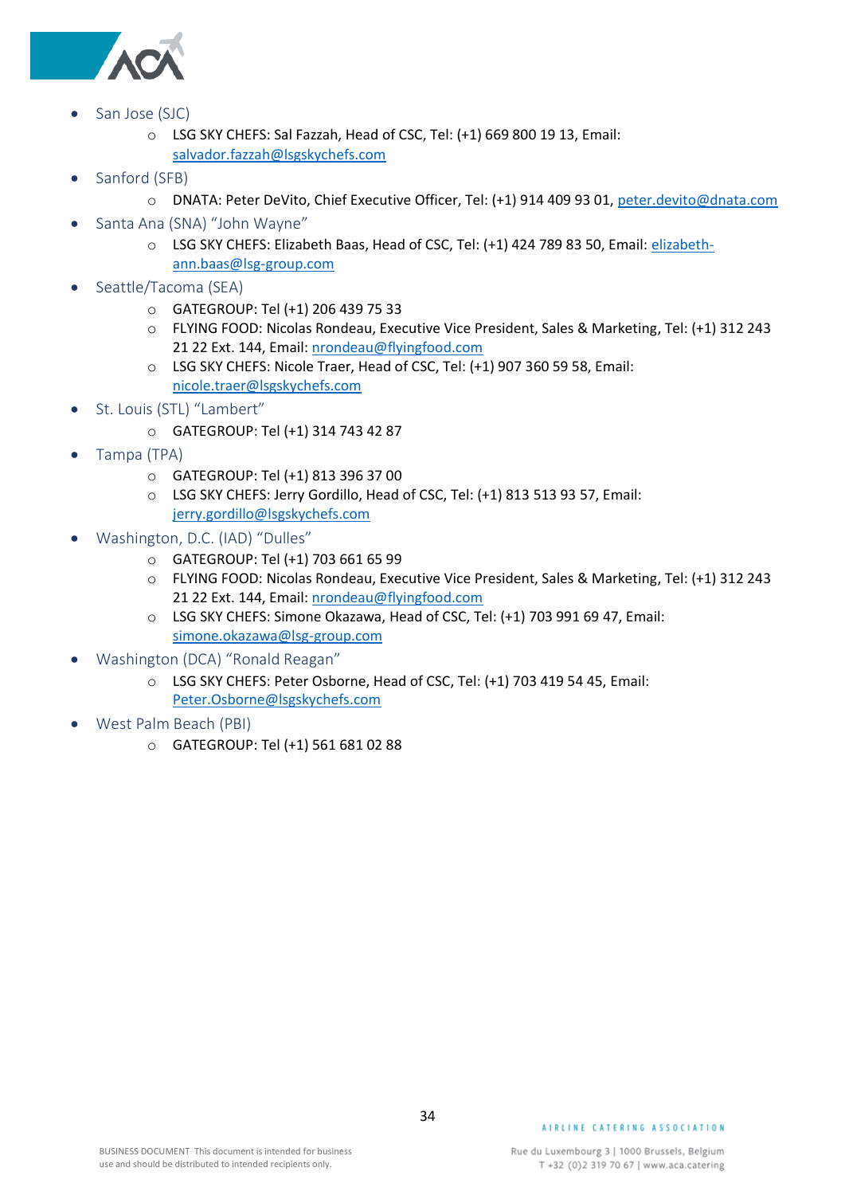- San Jose (SJC)
  - LSG SKY CHEFS: Sal Fazzah, Head of CSC, Tel: (+1) 669 800 19 13, Email: salvador.fazzah@lsgskychefs.com
- Sanford (SFB)
  - DNATA: Peter DeVito, Chief Executive Officer, Tel: (+1) 914 409 93 01, peter.devito@dnata.com
- Santa Ana (SNA) "John Wayne"
  - LSG SKY CHEFS: Elizabeth Baas, Head of CSC, Tel: (+1) 424 789 83 50, Email: elizabeth-ann.baas@lsg-group.com
- Seattle/Tacoma (SEA)
  - GATEGROUP: Tel (+1) 206 439 75 33
  - FLYING FOOD: Nicolas Rondeau, Executive Vice President, Sales & Marketing, Tel: (+1) 312 243 21 22 Ext. 144, Email: nrondeau@flyingfood.com
  - LSG SKY CHEFS: Nicole Traer, Head of CSC, Tel: (+1) 907 360 59 58, Email: nicole.traer@lsgskychefs.com
- St. Louis (STL) "Lambert"
  - GATEGROUP: Tel (+1) 314 743 42 87
- Tampa (TPA)
  - GATEGROUP: Tel (+1) 813 396 37 00
  - LSG SKY CHEFS: Jerry Gordillo, Head of CSC, Tel: (+1) 813 513 93 57, Email: jerry.gordillo@lsgskychefs.com
- Washington, D.C. (IAD) "Dulles"
  - GATEGROUP: Tel (+1) 703 661 65 99
  - FLYING FOOD: Nicolas Rondeau, Executive Vice President, Sales & Marketing, Tel: (+1) 312 243 21 22 Ext. 144, Email: nrondeau@flyingfood.com
  - LSG SKY CHEFS: Simone Okazawa, Head of CSC, Tel: (+1) 703 991 69 47, Email: simone.okazawa@lsg-group.com
- Washington (DCA) "Ronald Reagan"
  - LSG SKY CHEFS: Peter Osborne, Head of CSC, Tel: (+1) 703 419 54 45, Email: Peter.Osborne@lsgskychefs.com
- West Palm Beach (PBI)
  - GATEGROUP: Tel (+1) 561 681 02 88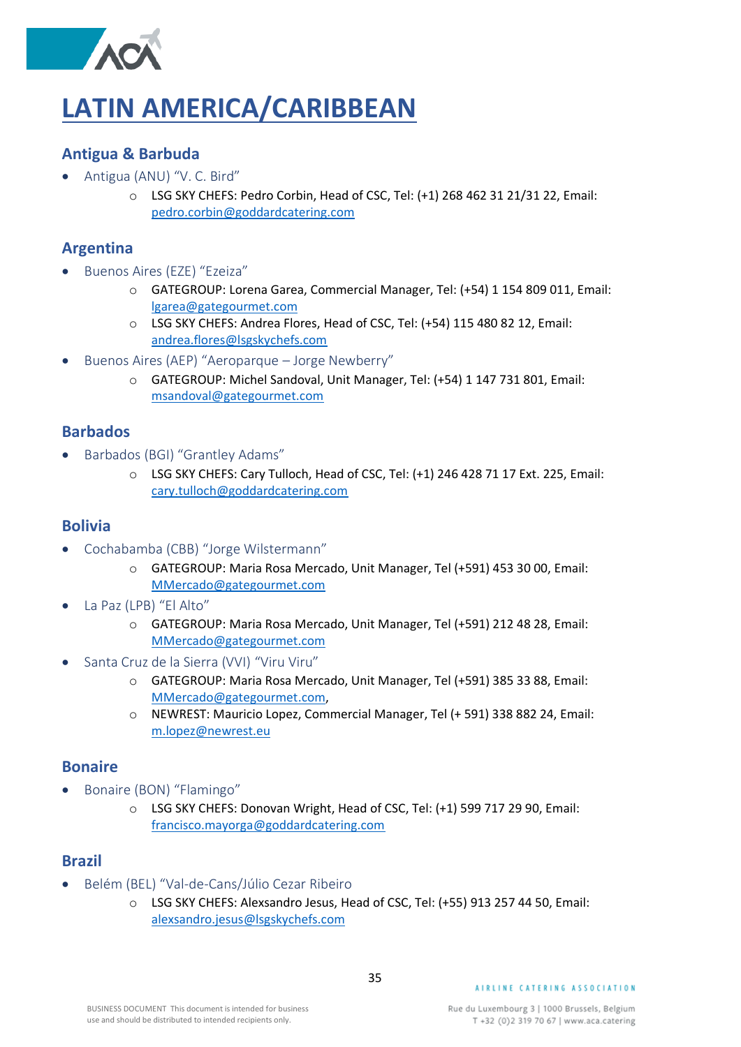# LATIN AMERICA/CARIBBEAN

## Antigua & Barbuda

- Antigua (ANU) "V. C. Bird"
  - LSG SKY CHEFS: Pedro Corbin, Head of CSC, Tel: (+1) 268 462 31 21/31 22, Email: pedro.corbin@goddardcatering.com

## Argentina

- Buenos Aires (EZE) "Ezeiza"
  - GATEGROUP: Lorena Garea, Commercial Manager, Tel: (+54) 1 154 809 011, Email: lgarea@gategourmet.com
  - LSG SKY CHEFS: Andrea Flores, Head of CSC, Tel: (+54) 115 480 82 12, Email: andrea.flores@lsgskychefs.com
- Buenos Aires (AEP) "Aeroparque – Jorge Newberry"
  - GATEGROUP: Michel Sandoval, Unit Manager, Tel: (+54) 1 147 731 801, Email: msandoval@gategourmet.com

## Barbados

- Barbados (BGI) "Grantley Adams"
  - LSG SKY CHEFS: Cary Tulloch, Head of CSC, Tel: (+1) 246 428 71 17 Ext. 225, Email: cary.tulloch@goddardcatering.com

## Bolivia

- Cochabamba (CBB) "Jorge Wilstermann"
  - GATEGROUP: Maria Rosa Mercado, Unit Manager, Tel (+591) 453 30 00, Email: MMercado@gategourmet.com
- La Paz (LPB) "El Alto"
  - GATEGROUP: Maria Rosa Mercado, Unit Manager, Tel (+591) 212 48 28, Email: MMercado@gategourmet.com
- Santa Cruz de la Sierra (VVI) "Viru Viru"
  - GATEGROUP: Maria Rosa Mercado, Unit Manager, Tel (+591) 385 33 88, Email: MMercado@gategourmet.com,
  - NEWREST: Mauricio Lopez, Commercial Manager, Tel (+ 591) 338 882 24, Email: m.lopez@newrest.eu

## Bonaire

- Bonaire (BON) "Flamingo"
  - LSG SKY CHEFS: Donovan Wright, Head of CSC, Tel: (+1) 599 717 29 90, Email: francisco.mayorga@goddardcatering.com

## Brazil

- Belém (BEL) "Val-de-Cans/Júlio Cezar Ribeiro
  - LSG SKY CHEFS: Alexsandro Jesus, Head of CSC, Tel: (+55) 913 257 44 50, Email: alexsandro.jesus@lsgskychefs.com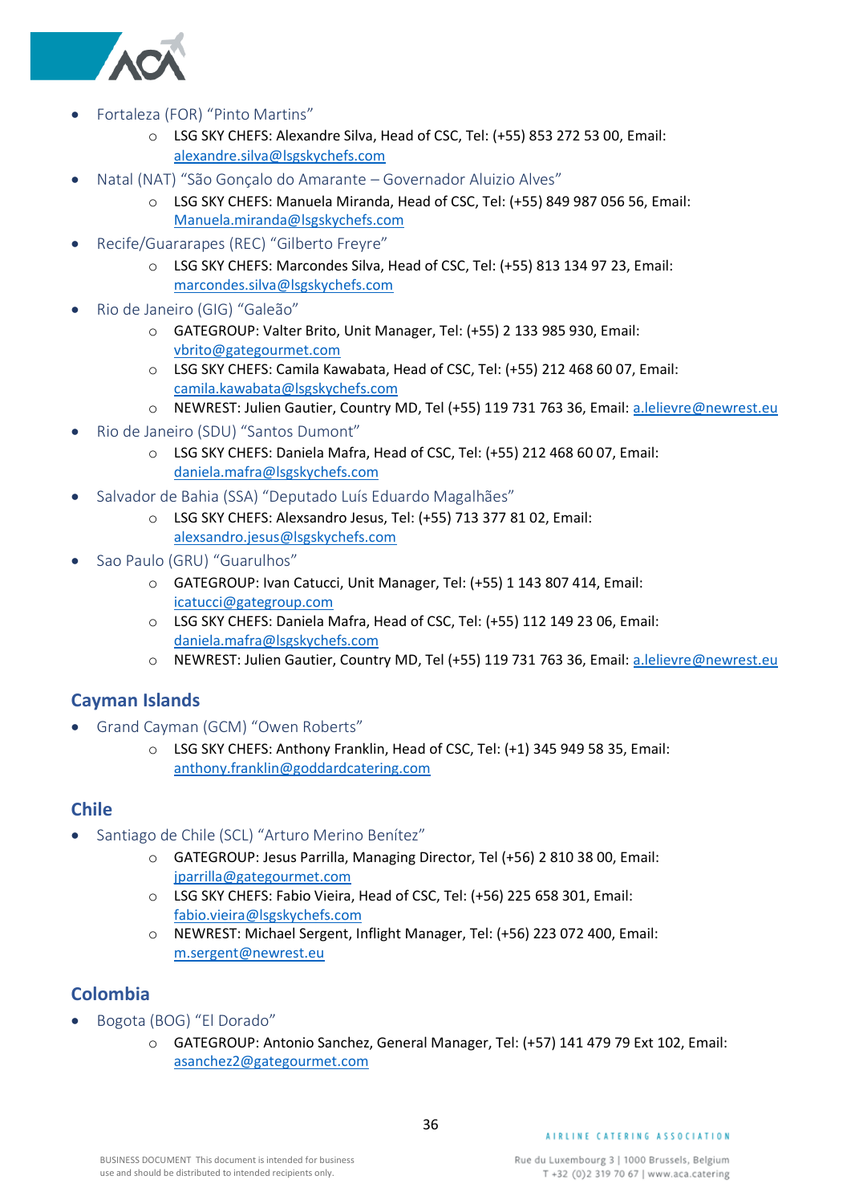- Fortaleza (FOR) “Pinto Martins”
  - LSG SKY CHEFS: Alexandre Silva, Head of CSC, Tel: (+55) 853 272 53 00, Email: alexandre.silva@lsgskychefs.com
- Natal (NAT) “São Gonçalo do Amarante – Governador Aluizio Alves”
  - LSG SKY CHEFS: Manuela Miranda, Head of CSC, Tel: (+55) 849 987 056 56, Email: Manuela.miranda@lsgskychefs.com
- Recife/Guararapes (REC) “Gilberto Freyre”
  - LSG SKY CHEFS: Marcondes Silva, Head of CSC, Tel: (+55) 813 134 97 23, Email: marcondes.silva@lsgskychefs.com
- Rio de Janeiro (GIG) “Galeão”
  - GATEGROUP: Valter Brito, Unit Manager, Tel: (+55) 2 133 985 930, Email: vbrito@gategourmet.com
  - LSG SKY CHEFS: Camila Kawabata, Head of CSC, Tel: (+55) 212 468 60 07, Email: camila.kawabata@lsgskychefs.com
  - NEWREST: Julien Gautier, Country MD, Tel (+55) 119 731 763 36, Email: a.lelievre@newrest.eu
- Rio de Janeiro (SDU) “Santos Dumont”
  - LSG SKY CHEFS: Daniela Mafra, Head of CSC, Tel: (+55) 212 468 60 07, Email: daniela.mafra@lsgskychefs.com
- Salvador de Bahia (SSA) “Deputado Luís Eduardo Magalhães”
  - LSG SKY CHEFS: Alexsandro Jesus, Tel: (+55) 713 377 81 02, Email: alexsandro.jesus@lsgskychefs.com
- Sao Paulo (GRU) “Guarulhos”
  - GATEGROUP: Ivan Catucci, Unit Manager, Tel: (+55) 1 143 807 414, Email: icatucci@gategroup.com
  - LSG SKY CHEFS: Daniela Mafra, Head of CSC, Tel: (+55) 112 149 23 06, Email: daniela.mafra@lsgskychefs.com
  - NEWREST: Julien Gautier, Country MD, Tel (+55) 119 731 763 36, Email: a.lelievre@newrest.eu

## Cayman Islands

- Grand Cayman (GCM) “Owen Roberts”
  - LSG SKY CHEFS: Anthony Franklin, Head of CSC, Tel: (+1) 345 949 58 35, Email: anthony.franklin@goddardcatering.com

## Chile

- Santiago de Chile (SCL) “Arturo Merino Benítez”
  - GATEGROUP: Jesus Parrilla, Managing Director, Tel (+56) 2 810 38 00, Email: jparrilla@gategourmet.com
  - LSG SKY CHEFS: Fabio Vieira, Head of CSC, Tel: (+56) 225 658 301, Email: fabio.vieira@lsgskychefs.com
  - NEWREST: Michael Sergent, Inflight Manager, Tel: (+56) 223 072 400, Email: m.sergent@newrest.eu

## Colombia

- Bogota (BOG) “El Dorado”
  - GATEGROUP: Antonio Sanchez, General Manager, Tel: (+57) 141 479 79 Ext 102, Email: asanchez2@gategourmet.com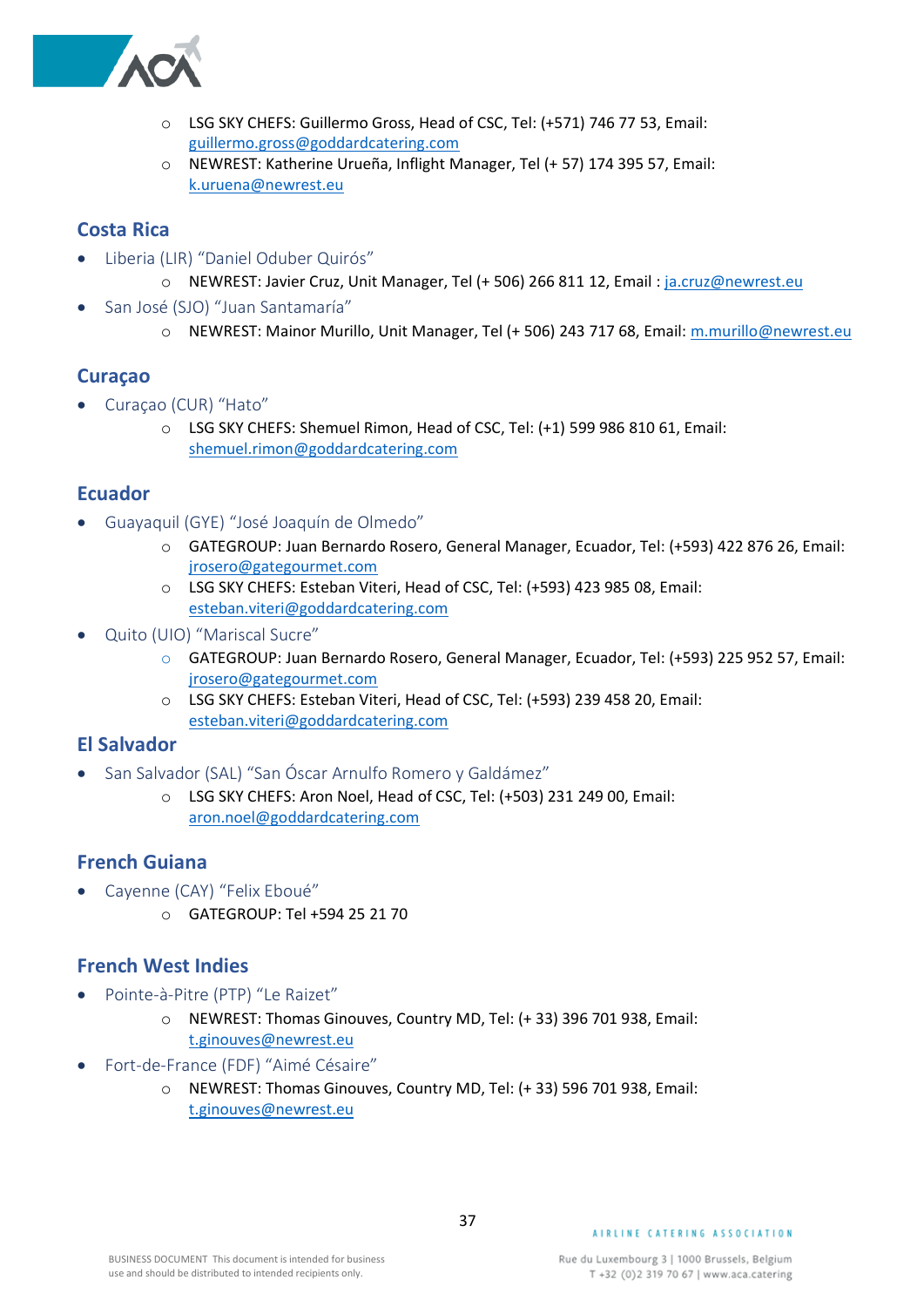- LSG SKY CHEFS: Guillermo Gross, Head of CSC, Tel: (+571) 746 77 53, Email: guillermo.gross@goddardcatering.com
  - NEWREST: Katherine Urueña, Inflight Manager, Tel (+ 57) 174 395 57, Email: k.uruena@newrest.eu

## Costa Rica

- Liberia (LIR) "Daniel Oduber Quirós"
  - NEWREST: Javier Cruz, Unit Manager, Tel (+ 506) 266 811 12, Email : ja.cruz@newrest.eu
- San José (SJO) "Juan Santamaría"
  - NEWREST: Mainor Murillo, Unit Manager, Tel (+ 506) 243 717 68, Email: m.murillo@newrest.eu

## Curaçao

- Curaçao (CUR) "Hato"
  - LSG SKY CHEFS: Shemuel Rimon, Head of CSC, Tel: (+1) 599 986 810 61, Email: shemuel.rimon@goddardcatering.com

## Ecuador

- Guayaquil (GYE) "José Joaquín de Olmedo"
  - GATEGROUP: Juan Bernardo Rosero, General Manager, Ecuador, Tel: (+593) 422 876 26, Email: jrosero@gategourmet.com
  - LSG SKY CHEFS: Esteban Viteri, Head of CSC, Tel: (+593) 423 985 08, Email: esteban.viteri@goddardcatering.com
- Quito (UIO) "Mariscal Sucre"
  - GATEGROUP: Juan Bernardo Rosero, General Manager, Ecuador, Tel: (+593) 225 952 57, Email: jrosero@gategourmet.com
  - LSG SKY CHEFS: Esteban Viteri, Head of CSC, Tel: (+593) 239 458 20, Email: esteban.viteri@goddardcatering.com

## El Salvador

- San Salvador (SAL) "San Óscar Arnulfo Romero y Galdámez"
  - LSG SKY CHEFS: Aron Noel, Head of CSC, Tel: (+503) 231 249 00, Email: aron.noel@goddardcatering.com

## French Guiana

- Cayenne (CAY) "Felix Eboué"
  - GATEGROUP: Tel +594 25 21 70

## French West Indies

- Pointe-à-Pitre (PTP) "Le Raizet"
  - NEWREST: Thomas Ginouves, Country MD, Tel: (+ 33) 396 701 938, Email: t.ginouves@newrest.eu
- Fort-de-France (FDF) "Aimé Césaire"
  - NEWREST: Thomas Ginouves, Country MD, Tel: (+ 33) 596 701 938, Email: t.ginouves@newrest.eu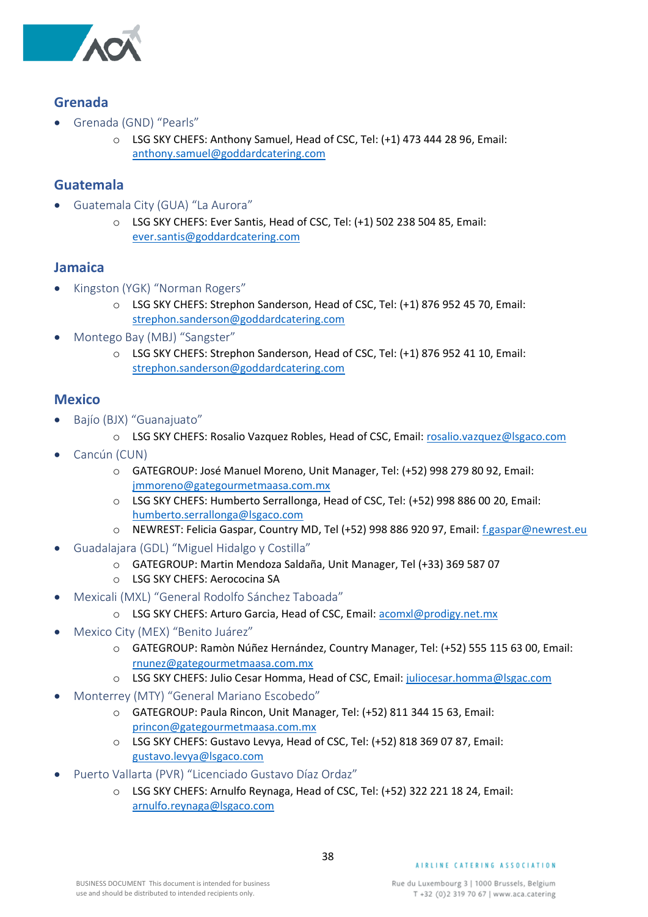## Grenada

- Grenada (GND) “Pearls”
    - LSG SKY CHEFS: Anthony Samuel, Head of CSC, Tel: (+1) 473 444 28 96, Email: anthony.samuel@goddardcatering.com

## Guatemala

- Guatemala City (GUA) “La Aurora”
    - LSG SKY CHEFS: Ever Santis, Head of CSC, Tel: (+1) 502 238 504 85, Email: ever.santis@goddardcatering.com

## Jamaica

- Kingston (YGK) “Norman Rogers”
    - LSG SKY CHEFS: Strephon Sanderson, Head of CSC, Tel: (+1) 876 952 45 70, Email: strephon.sanderson@goddardcatering.com
- Montego Bay (MBJ) “Sangster”
    - LSG SKY CHEFS: Strephon Sanderson, Head of CSC, Tel: (+1) 876 952 41 10, Email: strephon.sanderson@goddardcatering.com

## Mexico

- Bajío (BJX) “Guanajuato”
    - LSG SKY CHEFS: Rosalio Vazquez Robles, Head of CSC, Email: rosalio.vazquez@lsgaco.com
- Cancún (CUN)
    - GATEGROUP: José Manuel Moreno, Unit Manager, Tel: (+52) 998 279 80 92, Email: jmmoreno@gategourmetmaasa.com.mx
    - LSG SKY CHEFS: Humberto Serrallonga, Head of CSC, Tel: (+52) 998 886 00 20, Email: humberto.serrallonga@lsgaco.com
    - NEWREST: Felicia Gaspar, Country MD, Tel (+52) 998 886 920 97, Email: f.gaspar@newrest.eu
- Guadalajara (GDL) “Miguel Hidalgo y Costilla”
    - GATEGROUP: Martin Mendoza Saldaña, Unit Manager, Tel (+33) 369 587 07
    - LSG SKY CHEFS: Aerococina SA
- Mexicali (MXL) “General Rodolfo Sánchez Taboada”
    - LSG SKY CHEFS: Arturo Garcia, Head of CSC, Email: acomxl@prodigy.net.mx
- Mexico City (MEX) “Benito Juárez”
    - GATEGROUP: Ramòn Núñez Hernández, Country Manager, Tel: (+52) 555 115 63 00, Email: rnunez@gategourmetmaasa.com.mx
    - LSG SKY CHEFS: Julio Cesar Homma, Head of CSC, Email: juliocesar.homma@lsgac.com
- Monterrey (MTY) “General Mariano Escobedo”
    - GATEGROUP: Paula Rincon, Unit Manager, Tel: (+52) 811 344 15 63, Email: princon@gategourmetmaasa.com.mx
    - LSG SKY CHEFS: Gustavo Levya, Head of CSC, Tel: (+52) 818 369 07 87, Email: gustavo.levya@lsgaco.com
- Puerto Vallarta (PVR) “Licenciado Gustavo Díaz Ordaz”
    - LSG SKY CHEFS: Arnulfo Reynaga, Head of CSC, Tel: (+52) 322 221 18 24, Email: arnulfo.reynaga@lsgaco.com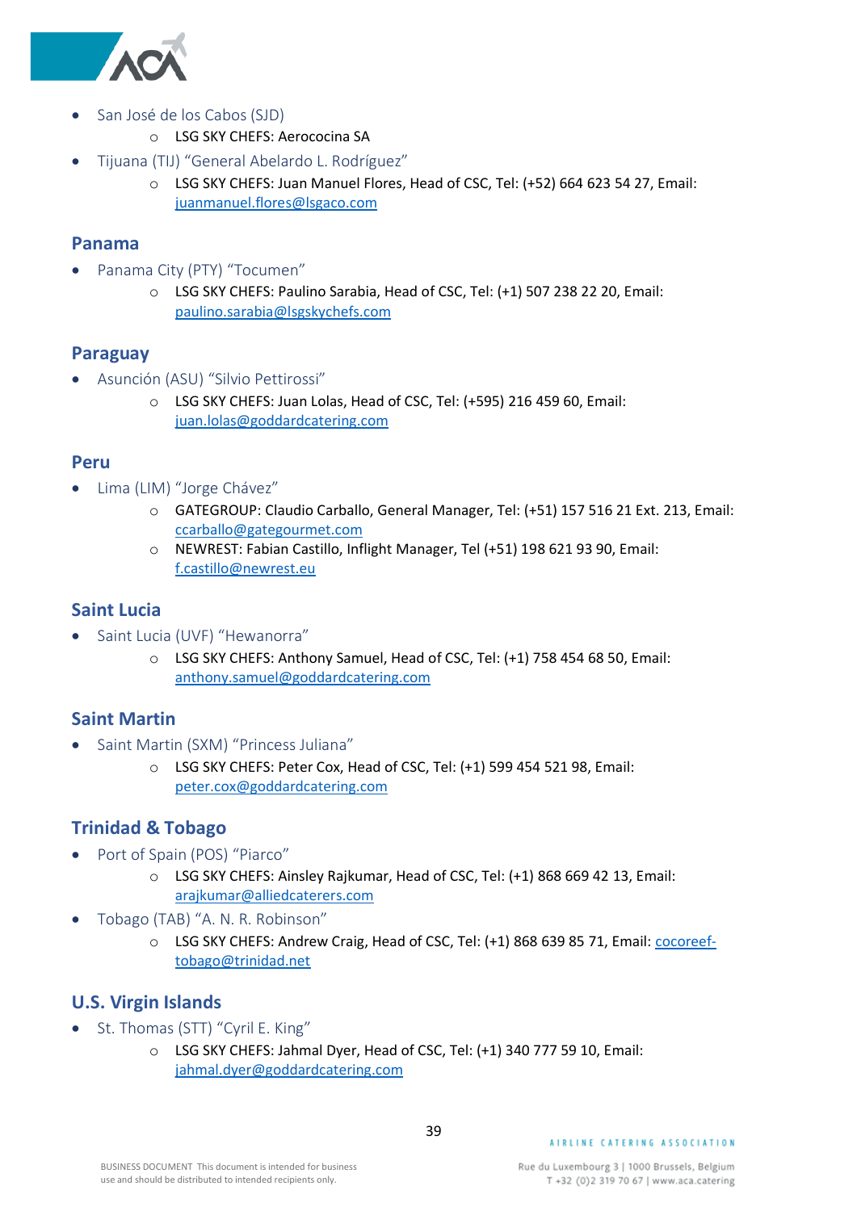- San José de los Cabos (SJD)
    - LSG SKY CHEFS: Aerococina SA
- Tijuana (TIJ) "General Abelardo L. Rodríguez"
    - LSG SKY CHEFS: Juan Manuel Flores, Head of CSC, Tel: (+52) 664 623 54 27, Email: juanmanuel.flores@lsgaco.com

## Panama

- Panama City (PTY) "Tocumen"
    - LSG SKY CHEFS: Paulino Sarabia, Head of CSC, Tel: (+1) 507 238 22 20, Email: paulino.sarabia@lsgskychefs.com

## Paraguay

- Asunción (ASU) "Silvio Pettirossi"
    - LSG SKY CHEFS: Juan Lolas, Head of CSC, Tel: (+595) 216 459 60, Email: juan.lolas@goddardcatering.com

## Peru

- Lima (LIM) "Jorge Chávez"
    - GATEGROUP: Claudio Carballo, General Manager, Tel: (+51) 157 516 21 Ext. 213, Email: ccarballo@gategourmet.com
    - NEWREST: Fabian Castillo, Inflight Manager, Tel (+51) 198 621 93 90, Email: f.castillo@newrest.eu

## Saint Lucia

- Saint Lucia (UVF) "Hewanorra"
    - LSG SKY CHEFS: Anthony Samuel, Head of CSC, Tel: (+1) 758 454 68 50, Email: anthony.samuel@goddardcatering.com

## Saint Martin

- Saint Martin (SXM) "Princess Juliana"
    - LSG SKY CHEFS: Peter Cox, Head of CSC, Tel: (+1) 599 454 521 98, Email: peter.cox@goddardcatering.com

## Trinidad & Tobago

- Port of Spain (POS) "Piarco"
    - LSG SKY CHEFS: Ainsley Rajkumar, Head of CSC, Tel: (+1) 868 669 42 13, Email: arajkumar@alliedcaterers.com
- Tobago (TAB) "A. N. R. Robinson"
    - LSG SKY CHEFS: Andrew Craig, Head of CSC, Tel: (+1) 868 639 85 71, Email: cocoreef-tobago@trinidad.net

## U.S. Virgin Islands

- St. Thomas (STT) "Cyril E. King"
    - LSG SKY CHEFS: Jahmal Dyer, Head of CSC, Tel: (+1) 340 777 59 10, Email: jahmal.dyer@goddardcatering.com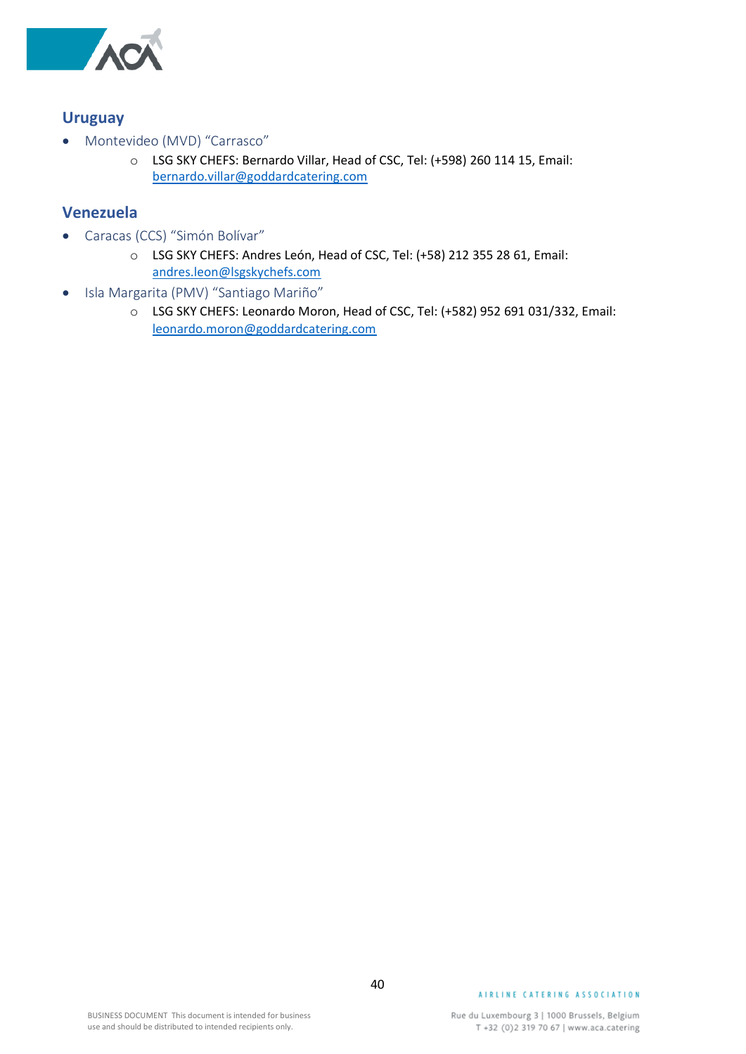## Uruguay

- Montevideo (MVD) “Carrasco”
  - LSG SKY CHEFS: Bernardo Villar, Head of CSC, Tel: (+598) 260 114 15, Email: bernardo.villar@goddardcatering.com

## Venezuela

- Caracas (CCS) “Simón Bolívar”
  - LSG SKY CHEFS: Andres León, Head of CSC, Tel: (+58) 212 355 28 61, Email: andres.leon@lsgskychefs.com
- Isla Margarita (PMV) “Santiago Mariño”
  - LSG SKY CHEFS: Leonardo Moron, Head of CSC, Tel: (+582) 952 691 031/332, Email: leonardo.moron@goddardcatering.com